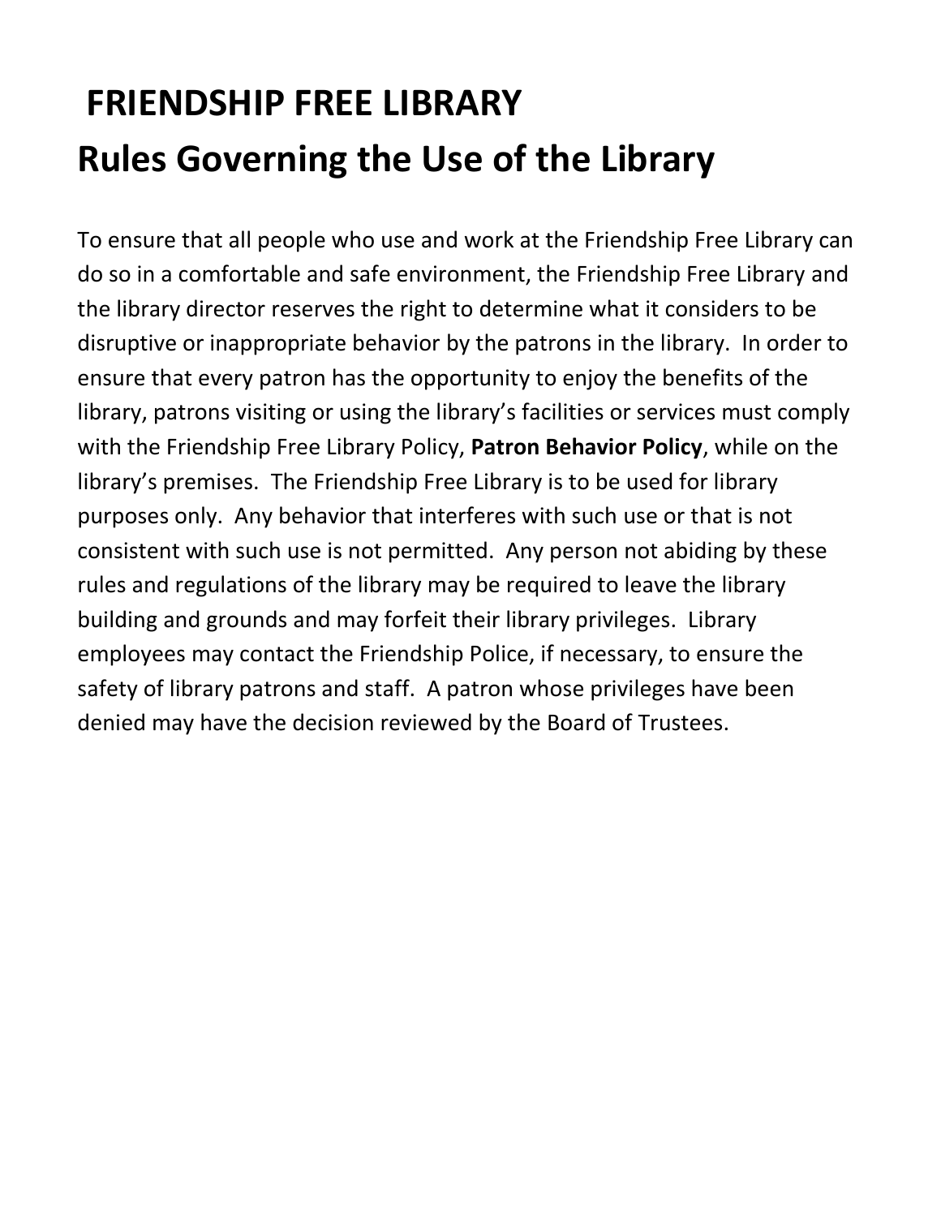# FRIENDSHIP FREE LIBRARY

# Rules Governing the Use of the Library

To ensure that all people who use and work at the Friendship Free Library can do so in a comfortable and safe environment, the Friendship Free Library and the library director reserves the right to determine what it considers to be disruptive or inappropriate behavior by the patrons in the library. In order to ensure that every patron has the opportunity to enjoy the benefits of the library, patrons visiting or using the library's facilities or services must comply with the Friendship Free Library Policy, **Patron Behavior Policy**, while on the library's premises. The Friendship Free Library is to be used for library purposes only. Any behavior that interferes with such use or that is not consistent with such use is not permitted. Any person not abiding by these rules and regulations of the library may be required to leave the library building and grounds and may forfeit their library privileges. Library employees may contact the Friendship Police, if necessary, to ensure the safety of library patrons and staff. A patron whose privileges have been denied may have the decision reviewed by the Board of Trustees.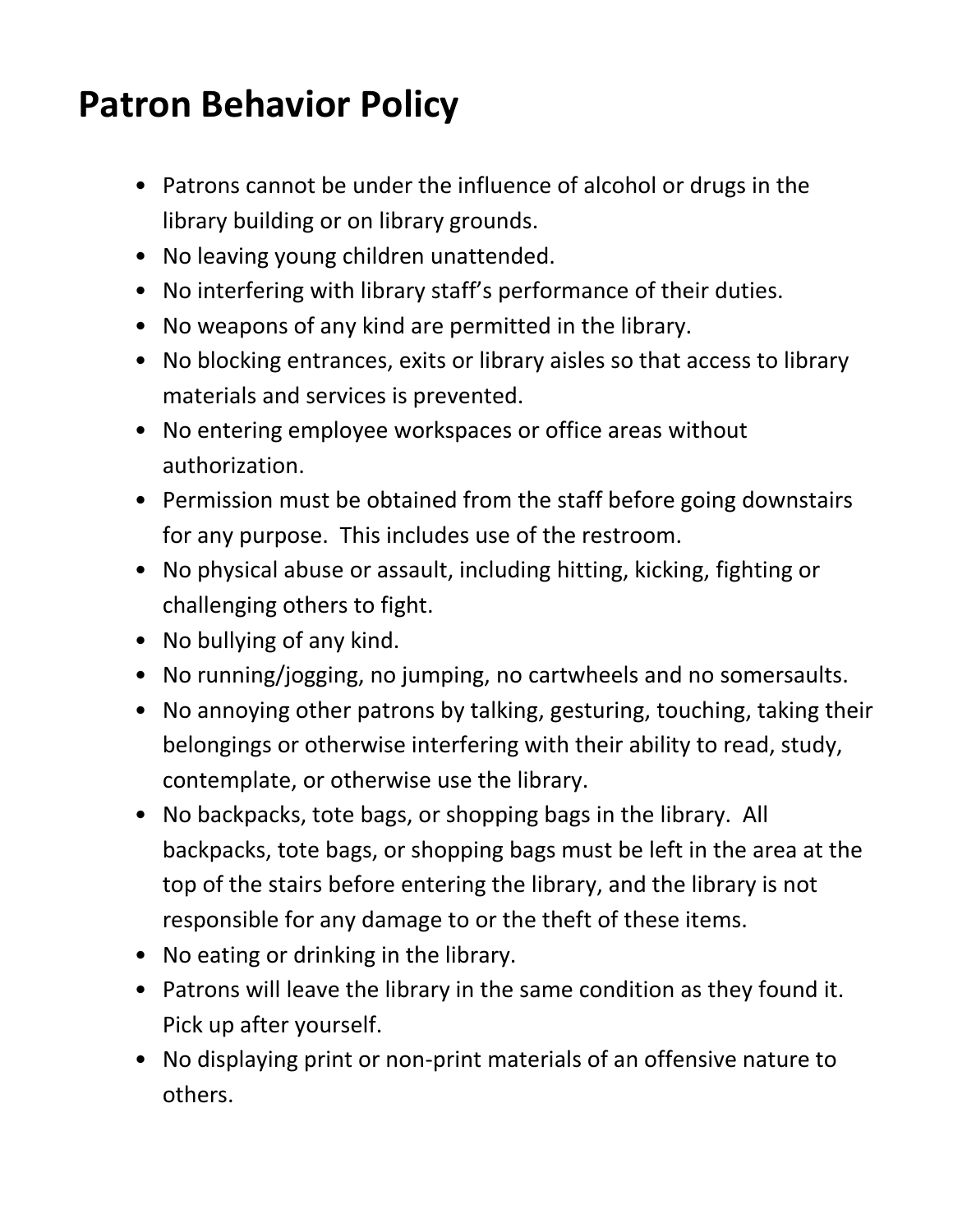# Patron Behavior Policy

- Patrons cannot be under the influence of alcohol or drugs in the library building or on library grounds.
- No leaving young children unattended.
- No interfering with library staff's performance of their duties.
- No weapons of any kind are permitted in the library.
- No blocking entrances, exits or library aisles so that access to library materials and services is prevented.
- No entering employee workspaces or office areas without authorization.
- Permission must be obtained from the staff before going downstairs for any purpose. This includes use of the restroom.
- No physical abuse or assault, including hitting, kicking, fighting or challenging others to fight.
- No bullying of any kind.
- No running/jogging, no jumping, no cartwheels and no somersaults.
- No annoying other patrons by talking, gesturing, touching, taking their belongings or otherwise interfering with their ability to read, study, contemplate, or otherwise use the library.
- No backpacks, tote bags, or shopping bags in the library. All backpacks, tote bags, or shopping bags must be left in the area at the top of the stairs before entering the library, and the library is not responsible for any damage to or the theft of these items.
- No eating or drinking in the library.
- Patrons will leave the library in the same condition as they found it. Pick up after yourself.
- No displaying print or non-print materials of an offensive nature to others.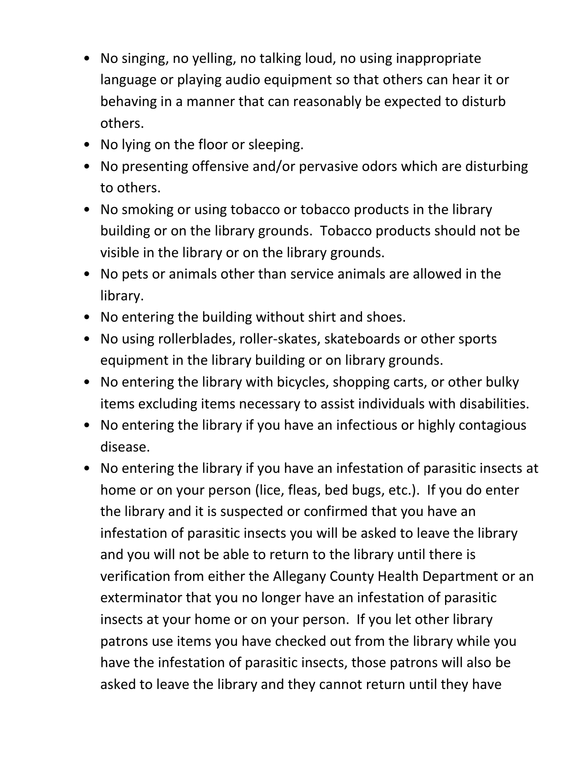- No singing, no yelling, no talking loud, no using inappropriate language or playing audio equipment so that others can hear it or behaving in a manner that can reasonably be expected to disturb others.
- No lying on the floor or sleeping.
- No presenting offensive and/or pervasive odors which are disturbing to others.
- No smoking or using tobacco or tobacco products in the library building or on the library grounds. Tobacco products should not be visible in the library or on the library grounds.
- No pets or animals other than service animals are allowed in the library.
- No entering the building without shirt and shoes.
- No using rollerblades, roller-skates, skateboards or other sports equipment in the library building or on library grounds.
- No entering the library with bicycles, shopping carts, or other bulky items excluding items necessary to assist individuals with disabilities.
- No entering the library if you have an infectious or highly contagious disease.
- No entering the library if you have an infestation of parasitic insects at home or on your person (lice, fleas, bed bugs, etc.). If you do enter the library and it is suspected or confirmed that you have an infestation of parasitic insects you will be asked to leave the library and you will not be able to return to the library until there is verification from either the Allegany County Health Department or an exterminator that you no longer have an infestation of parasitic insects at your home or on your person. If you let other library patrons use items you have checked out from the library while you have the infestation of parasitic insects, those patrons will also be asked to leave the library and they cannot return until they have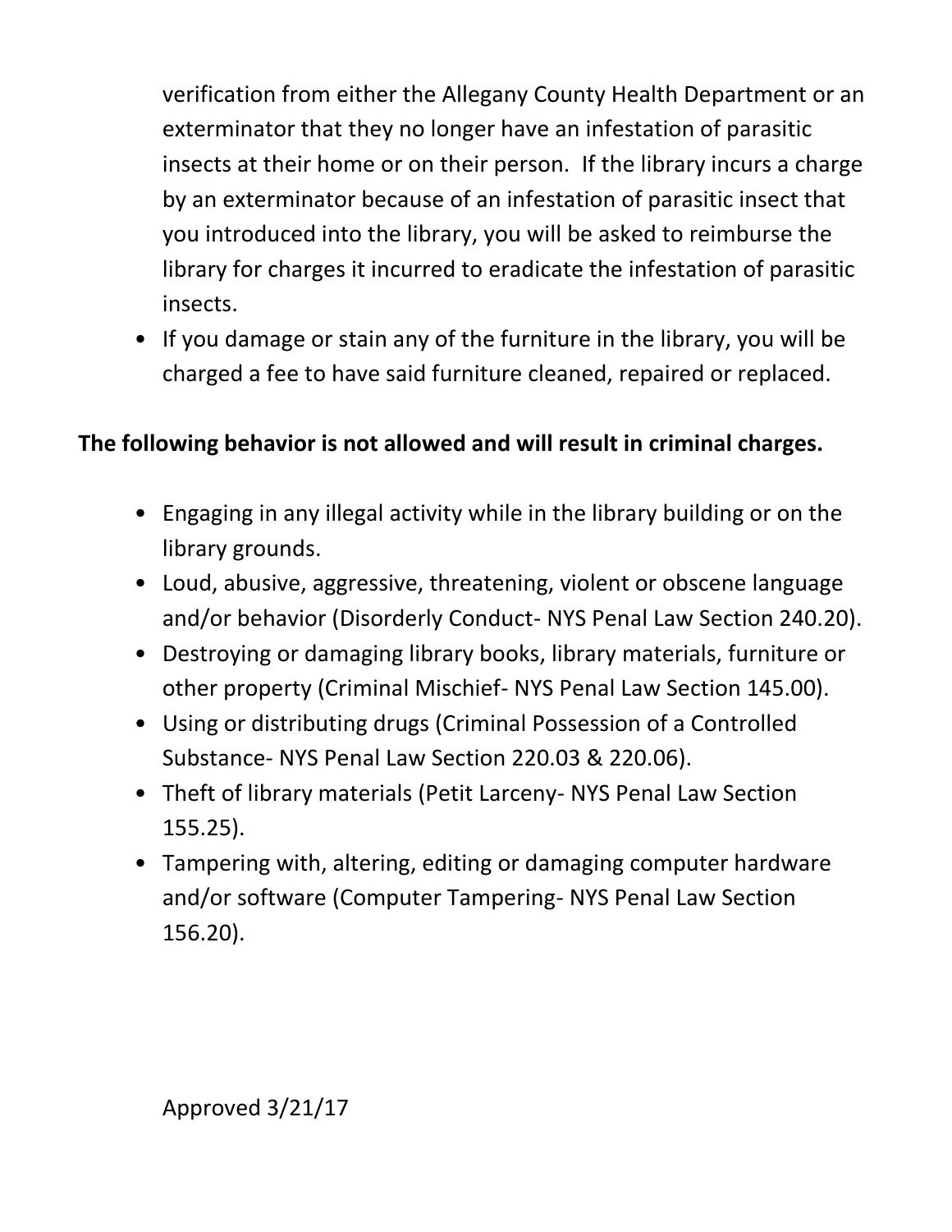verification from either the Allegany County Health Department or an exterminator that they no longer have an infestation of parasitic insects at their home or on their person. If the library incurs a charge by an exterminator because of an infestation of parasitic insect that you introduced into the library, you will be asked to reimburse the library for charges it incurred to eradicate the infestation of parasitic insects.

- If you damage or stain any of the furniture in the library, you will be charged a fee to have said furniture cleaned, repaired or replaced.

**The following behavior is not allowed and will result in criminal charges.**

- Engaging in any illegal activity while in the library building or on the library grounds.
- Loud, abusive, aggressive, threatening, violent or obscene language and/or behavior (Disorderly Conduct- NYS Penal Law Section 240.20).
- Destroying or damaging library books, library materials, furniture or other property (Criminal Mischief- NYS Penal Law Section 145.00).
- Using or distributing drugs (Criminal Possession of a Controlled Substance- NYS Penal Law Section 220.03 & 220.06).
- Theft of library materials (Petit Larceny- NYS Penal Law Section 155.25).
- Tampering with, altering, editing or damaging computer hardware and/or software (Computer Tampering- NYS Penal Law Section 156.20).

Approved 3/21/17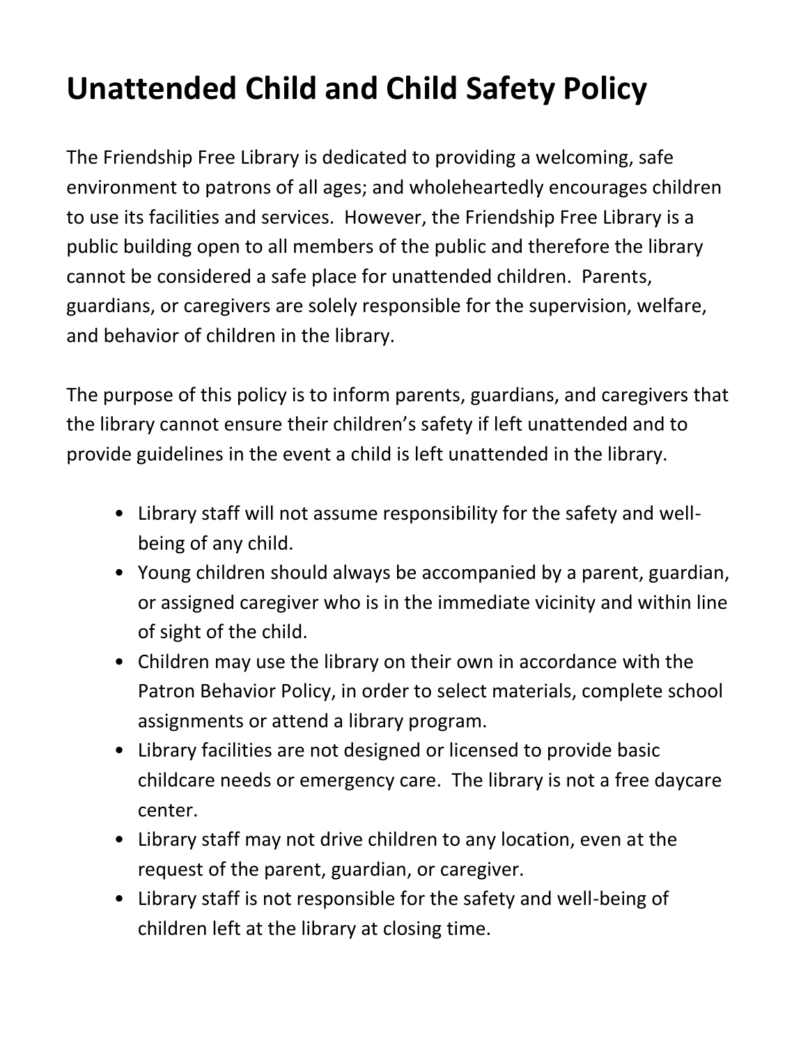# Unattended Child and Child Safety Policy

The Friendship Free Library is dedicated to providing a welcoming, safe environment to patrons of all ages; and wholeheartedly encourages children to use its facilities and services. However, the Friendship Free Library is a public building open to all members of the public and therefore the library cannot be considered a safe place for unattended children. Parents, guardians, or caregivers are solely responsible for the supervision, welfare, and behavior of children in the library.

The purpose of this policy is to inform parents, guardians, and caregivers that the library cannot ensure their children's safety if left unattended and to provide guidelines in the event a child is left unattended in the library.

- Library staff will not assume responsibility for the safety and well-being of any child.
- Young children should always be accompanied by a parent, guardian, or assigned caregiver who is in the immediate vicinity and within line of sight of the child.
- Children may use the library on their own in accordance with the Patron Behavior Policy, in order to select materials, complete school assignments or attend a library program.
- Library facilities are not designed or licensed to provide basic childcare needs or emergency care. The library is not a free daycare center.
- Library staff may not drive children to any location, even at the request of the parent, guardian, or caregiver.
- Library staff is not responsible for the safety and well-being of children left at the library at closing time.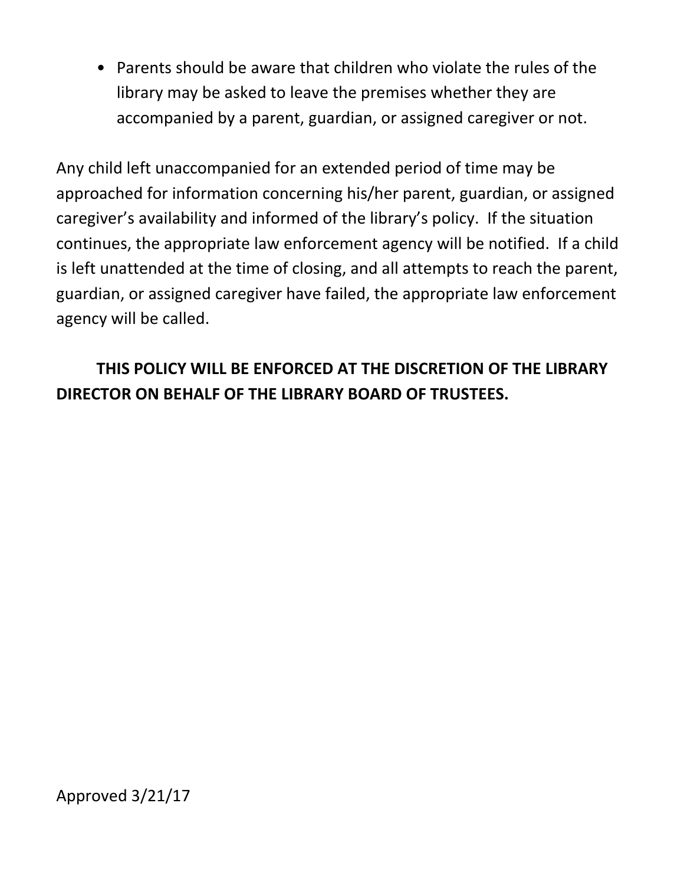- Parents should be aware that children who violate the rules of the library may be asked to leave the premises whether they are accompanied by a parent, guardian, or assigned caregiver or not.

Any child left unaccompanied for an extended period of time may be approached for information concerning his/her parent, guardian, or assigned caregiver's availability and informed of the library's policy. If the situation continues, the appropriate law enforcement agency will be notified. If a child is left unattended at the time of closing, and all attempts to reach the parent, guardian, or assigned caregiver have failed, the appropriate law enforcement agency will be called.

**THIS POLICY WILL BE ENFORCED AT THE DISCRETION OF THE LIBRARY DIRECTOR ON BEHALF OF THE LIBRARY BOARD OF TRUSTEES.**

Approved 3/21/17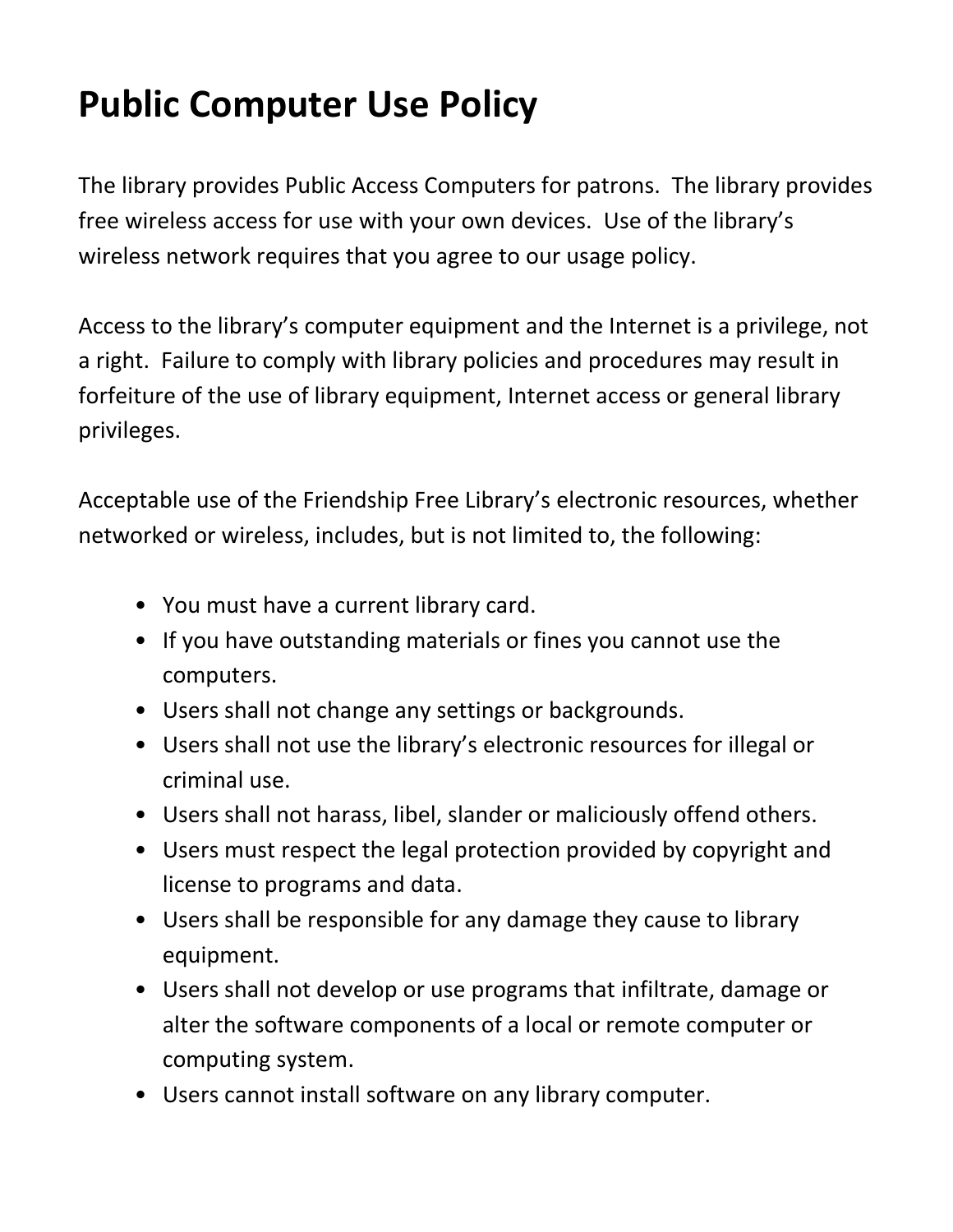# Public Computer Use Policy

The library provides Public Access Computers for patrons. The library provides free wireless access for use with your own devices. Use of the library's wireless network requires that you agree to our usage policy.

Access to the library's computer equipment and the Internet is a privilege, not a right. Failure to comply with library policies and procedures may result in forfeiture of the use of library equipment, Internet access or general library privileges.

Acceptable use of the Friendship Free Library's electronic resources, whether networked or wireless, includes, but is not limited to, the following:

- You must have a current library card.
- If you have outstanding materials or fines you cannot use the computers.
- Users shall not change any settings or backgrounds.
- Users shall not use the library's electronic resources for illegal or criminal use.
- Users shall not harass, libel, slander or maliciously offend others.
- Users must respect the legal protection provided by copyright and license to programs and data.
- Users shall be responsible for any damage they cause to library equipment.
- Users shall not develop or use programs that infiltrate, damage or alter the software components of a local or remote computer or computing system.
- Users cannot install software on any library computer.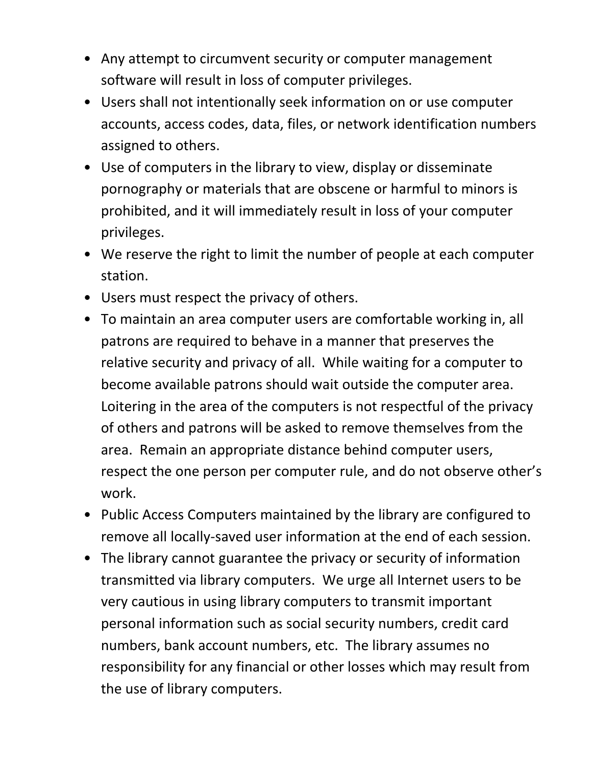- Any attempt to circumvent security or computer management software will result in loss of computer privileges.
- Users shall not intentionally seek information on or use computer accounts, access codes, data, files, or network identification numbers assigned to others.
- Use of computers in the library to view, display or disseminate pornography or materials that are obscene or harmful to minors is prohibited, and it will immediately result in loss of your computer privileges.
- We reserve the right to limit the number of people at each computer station.
- Users must respect the privacy of others.
- To maintain an area computer users are comfortable working in, all patrons are required to behave in a manner that preserves the relative security and privacy of all. While waiting for a computer to become available patrons should wait outside the computer area. Loitering in the area of the computers is not respectful of the privacy of others and patrons will be asked to remove themselves from the area. Remain an appropriate distance behind computer users, respect the one person per computer rule, and do not observe other's work.
- Public Access Computers maintained by the library are configured to remove all locally-saved user information at the end of each session.
- The library cannot guarantee the privacy or security of information transmitted via library computers. We urge all Internet users to be very cautious in using library computers to transmit important personal information such as social security numbers, credit card numbers, bank account numbers, etc. The library assumes no responsibility for any financial or other losses which may result from the use of library computers.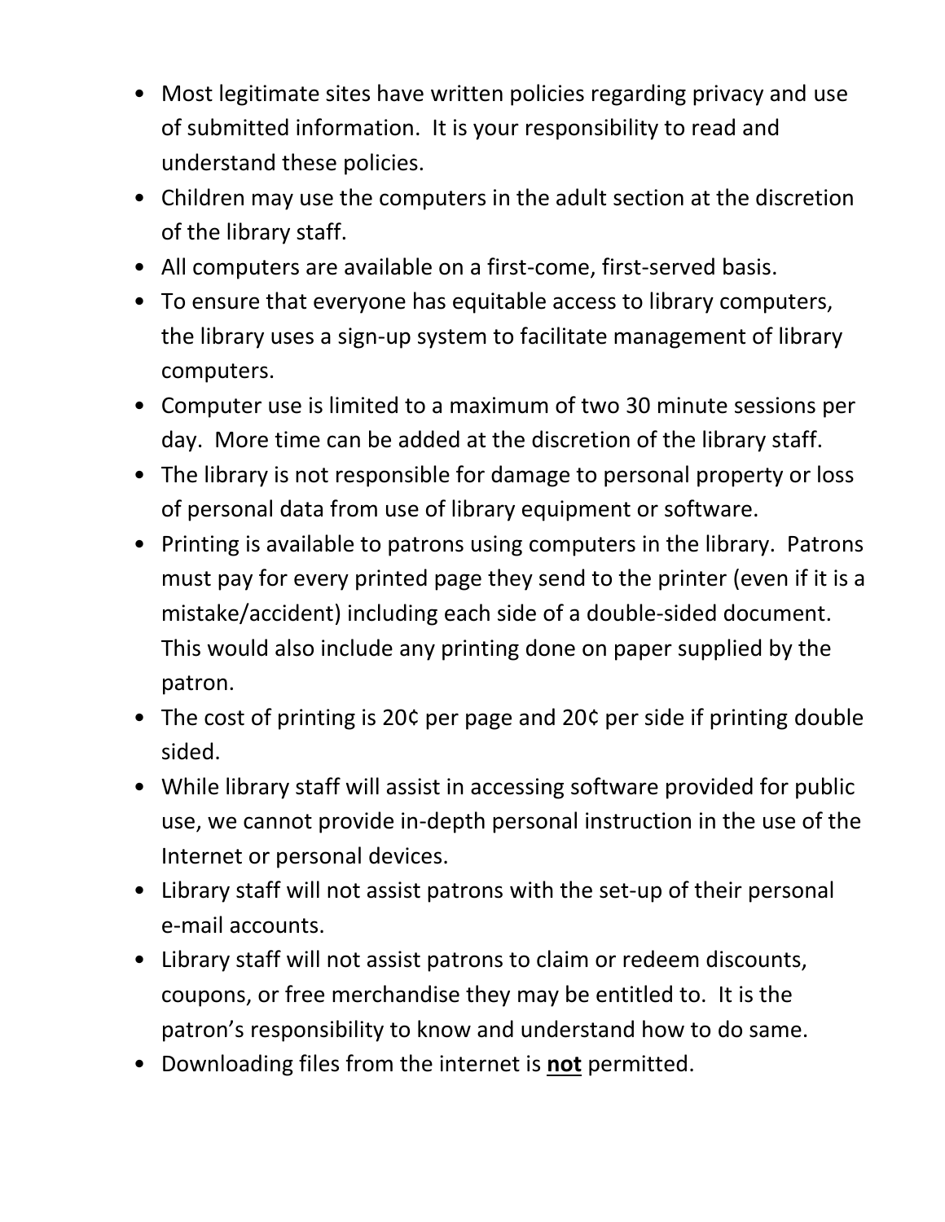- Most legitimate sites have written policies regarding privacy and use of submitted information. It is your responsibility to read and understand these policies.
- Children may use the computers in the adult section at the discretion of the library staff.
- All computers are available on a first-come, first-served basis.
- To ensure that everyone has equitable access to library computers, the library uses a sign-up system to facilitate management of library computers.
- Computer use is limited to a maximum of two 30 minute sessions per day. More time can be added at the discretion of the library staff.
- The library is not responsible for damage to personal property or loss of personal data from use of library equipment or software.
- Printing is available to patrons using computers in the library. Patrons must pay for every printed page they send to the printer (even if it is a mistake/accident) including each side of a double-sided document. This would also include any printing done on paper supplied by the patron.
- The cost of printing is 20¢ per page and 20¢ per side if printing double sided.
- While library staff will assist in accessing software provided for public use, we cannot provide in-depth personal instruction in the use of the Internet or personal devices.
- Library staff will not assist patrons with the set-up of their personal e-mail accounts.
- Library staff will not assist patrons to claim or redeem discounts, coupons, or free merchandise they may be entitled to. It is the patron's responsibility to know and understand how to do same.
- Downloading files from the internet is <u>**not**</u> permitted.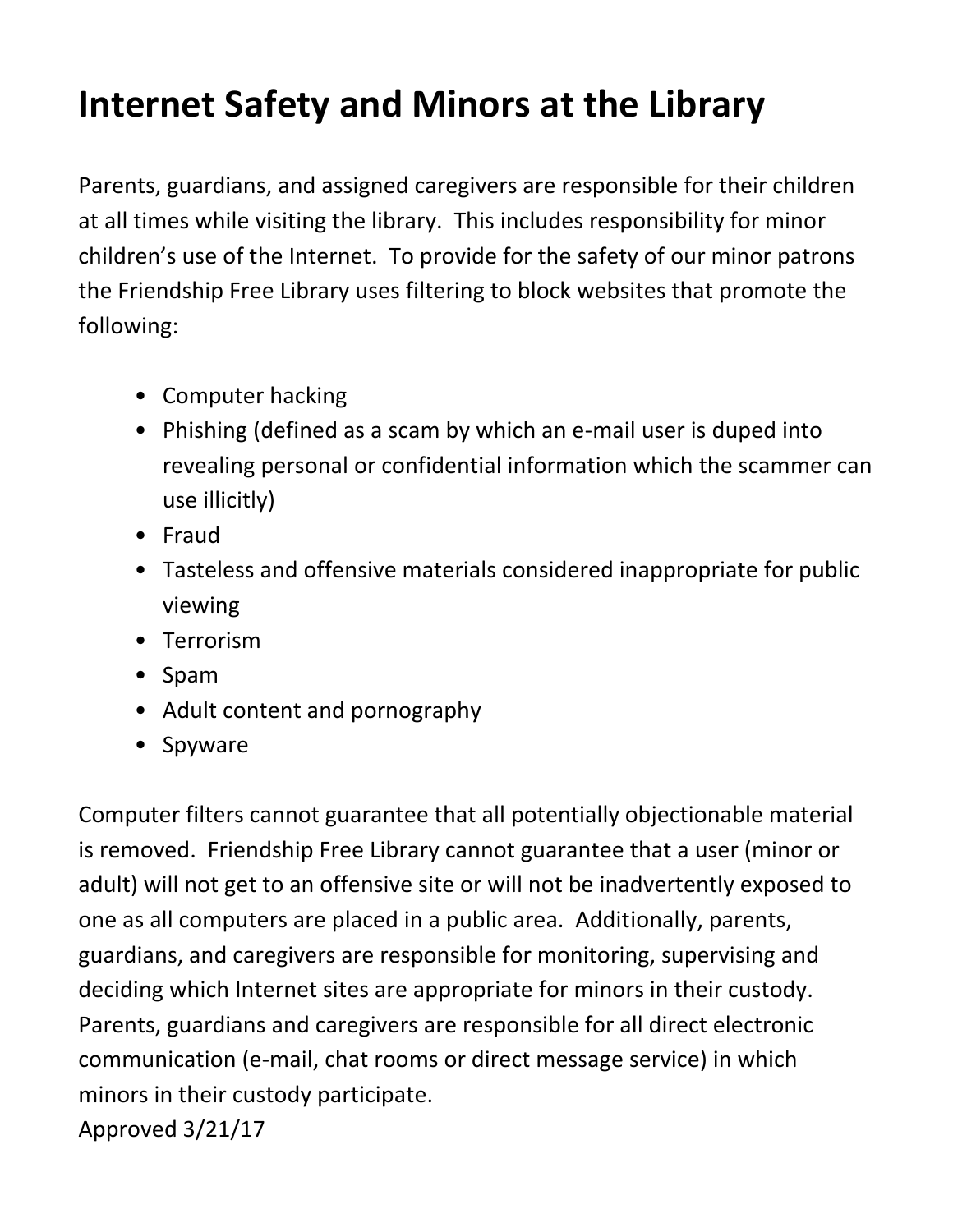# Internet Safety and Minors at the Library

Parents, guardians, and assigned caregivers are responsible for their children at all times while visiting the library. This includes responsibility for minor children's use of the Internet. To provide for the safety of our minor patrons the Friendship Free Library uses filtering to block websites that promote the following:

- Computer hacking
- Phishing (defined as a scam by which an e-mail user is duped into revealing personal or confidential information which the scammer can use illicitly)
- Fraud
- Tasteless and offensive materials considered inappropriate for public viewing
- Terrorism
- Spam
- Adult content and pornography
- Spyware

Computer filters cannot guarantee that all potentially objectionable material is removed. Friendship Free Library cannot guarantee that a user (minor or adult) will not get to an offensive site or will not be inadvertently exposed to one as all computers are placed in a public area. Additionally, parents, guardians, and caregivers are responsible for monitoring, supervising and deciding which Internet sites are appropriate for minors in their custody. Parents, guardians and caregivers are responsible for all direct electronic communication (e-mail, chat rooms or direct message service) in which minors in their custody participate.

Approved 3/21/17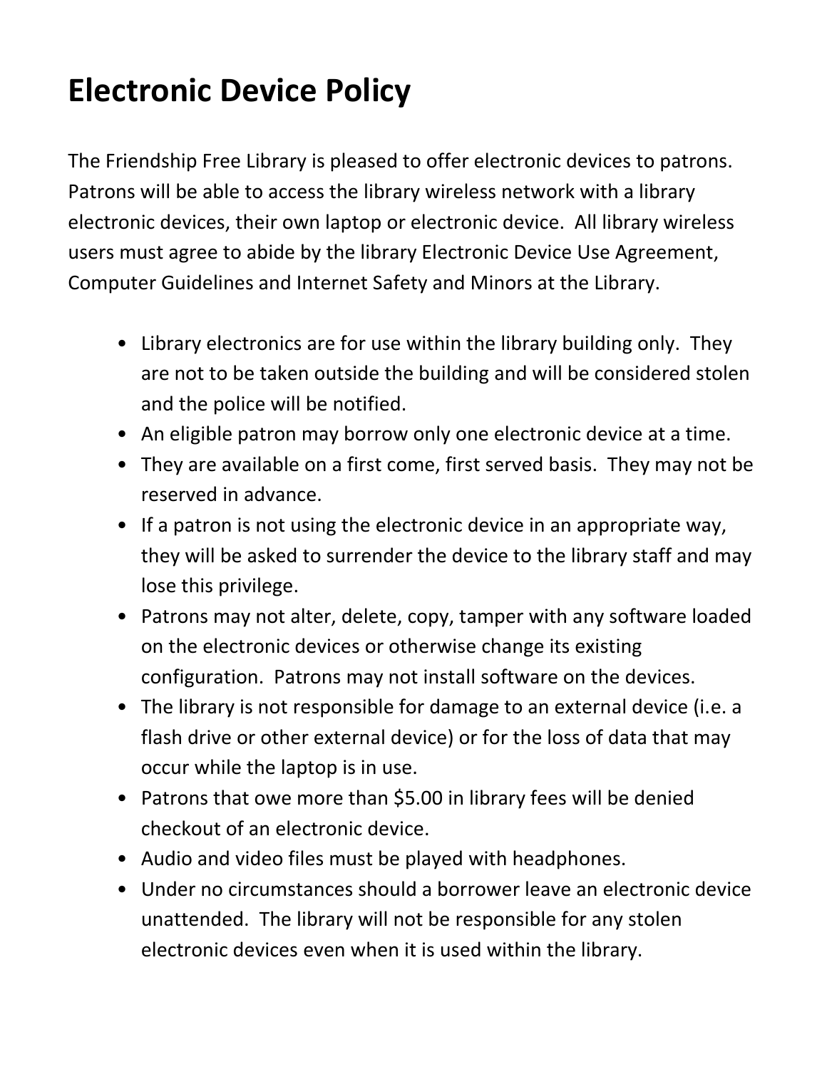# Electronic Device Policy

The Friendship Free Library is pleased to offer electronic devices to patrons. Patrons will be able to access the library wireless network with a library electronic devices, their own laptop or electronic device. All library wireless users must agree to abide by the library Electronic Device Use Agreement, Computer Guidelines and Internet Safety and Minors at the Library.

- Library electronics are for use within the library building only. They are not to be taken outside the building and will be considered stolen and the police will be notified.
- An eligible patron may borrow only one electronic device at a time.
- They are available on a first come, first served basis. They may not be reserved in advance.
- If a patron is not using the electronic device in an appropriate way, they will be asked to surrender the device to the library staff and may lose this privilege.
- Patrons may not alter, delete, copy, tamper with any software loaded on the electronic devices or otherwise change its existing configuration. Patrons may not install software on the devices.
- The library is not responsible for damage to an external device (i.e. a flash drive or other external device) or for the loss of data that may occur while the laptop is in use.
- Patrons that owe more than $5.00 in library fees will be denied checkout of an electronic device.
- Audio and video files must be played with headphones.
- Under no circumstances should a borrower leave an electronic device unattended. The library will not be responsible for any stolen electronic devices even when it is used within the library.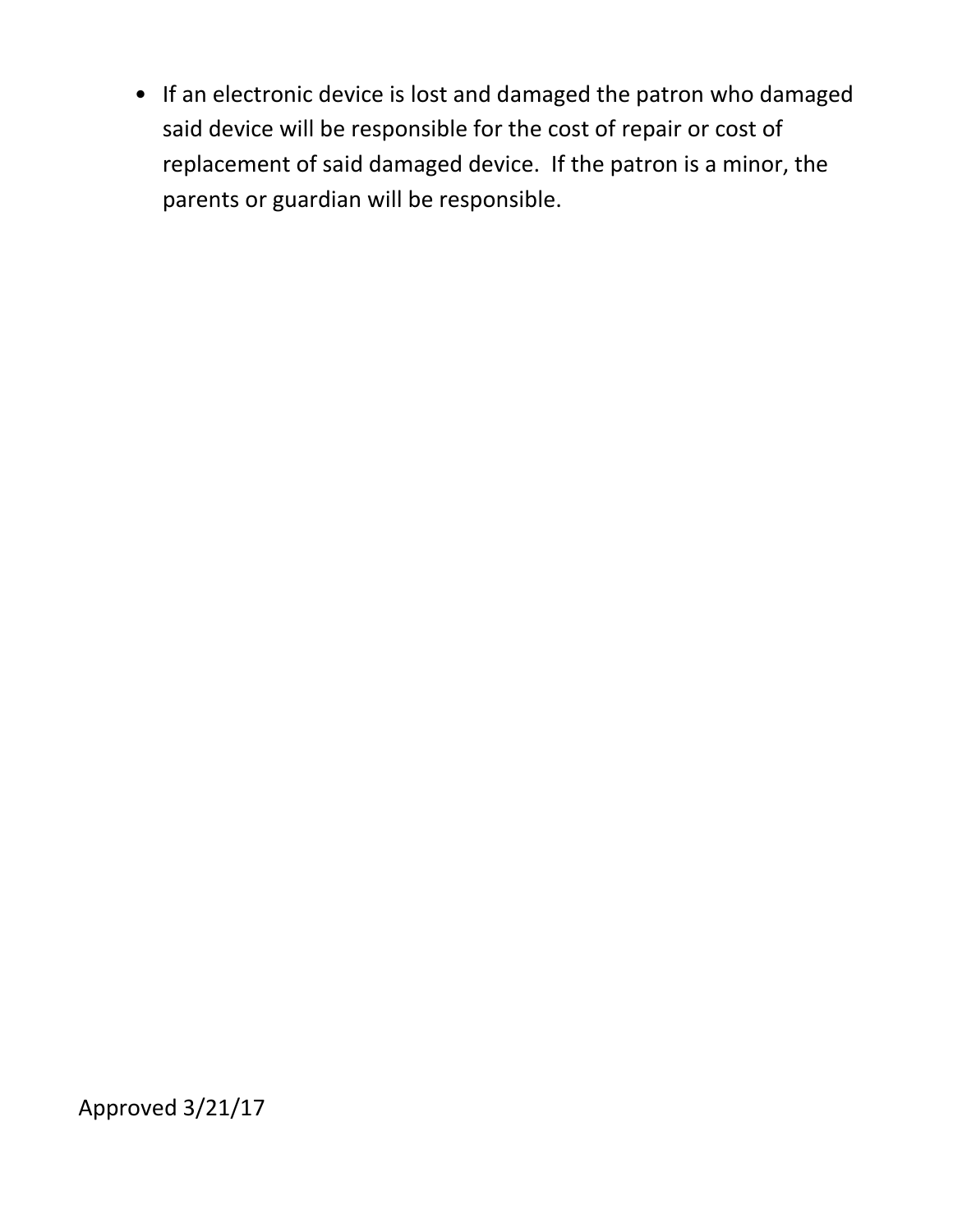- If an electronic device is lost and damaged the patron who damaged said device will be responsible for the cost of repair or cost of replacement of said damaged device. If the patron is a minor, the parents or guardian will be responsible.

Approved 3/21/17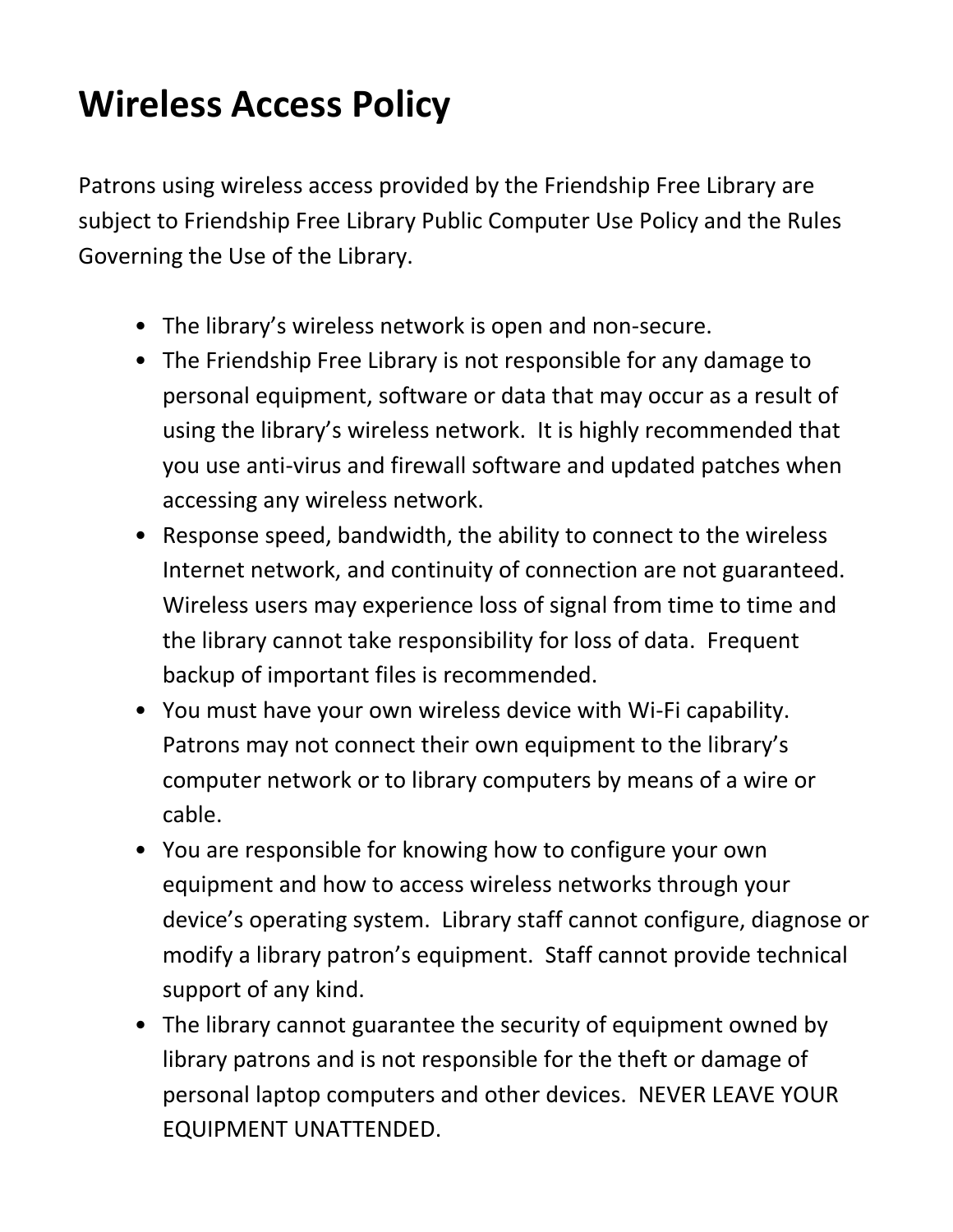# Wireless Access Policy

Patrons using wireless access provided by the Friendship Free Library are subject to Friendship Free Library Public Computer Use Policy and the Rules Governing the Use of the Library.

- The library's wireless network is open and non-secure.
- The Friendship Free Library is not responsible for any damage to personal equipment, software or data that may occur as a result of using the library's wireless network. It is highly recommended that you use anti-virus and firewall software and updated patches when accessing any wireless network.
- Response speed, bandwidth, the ability to connect to the wireless Internet network, and continuity of connection are not guaranteed. Wireless users may experience loss of signal from time to time and the library cannot take responsibility for loss of data. Frequent backup of important files is recommended.
- You must have your own wireless device with Wi-Fi capability. Patrons may not connect their own equipment to the library's computer network or to library computers by means of a wire or cable.
- You are responsible for knowing how to configure your own equipment and how to access wireless networks through your device's operating system. Library staff cannot configure, diagnose or modify a library patron's equipment. Staff cannot provide technical support of any kind.
- The library cannot guarantee the security of equipment owned by library patrons and is not responsible for the theft or damage of personal laptop computers and other devices. NEVER LEAVE YOUR EQUIPMENT UNATTENDED.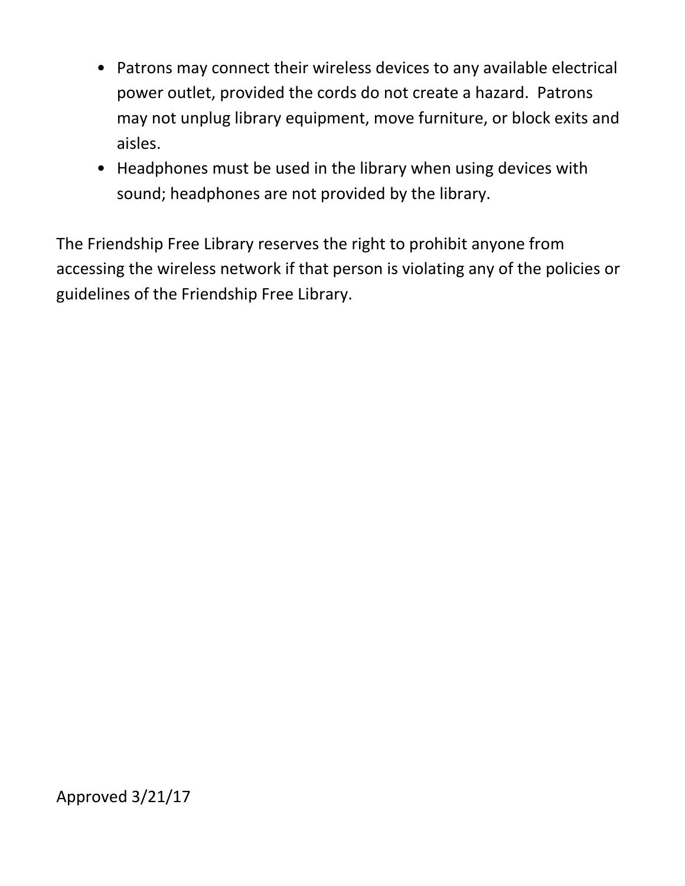- Patrons may connect their wireless devices to any available electrical power outlet, provided the cords do not create a hazard. Patrons may not unplug library equipment, move furniture, or block exits and aisles.
- Headphones must be used in the library when using devices with sound; headphones are not provided by the library.

The Friendship Free Library reserves the right to prohibit anyone from accessing the wireless network if that person is violating any of the policies or guidelines of the Friendship Free Library.

Approved 3/21/17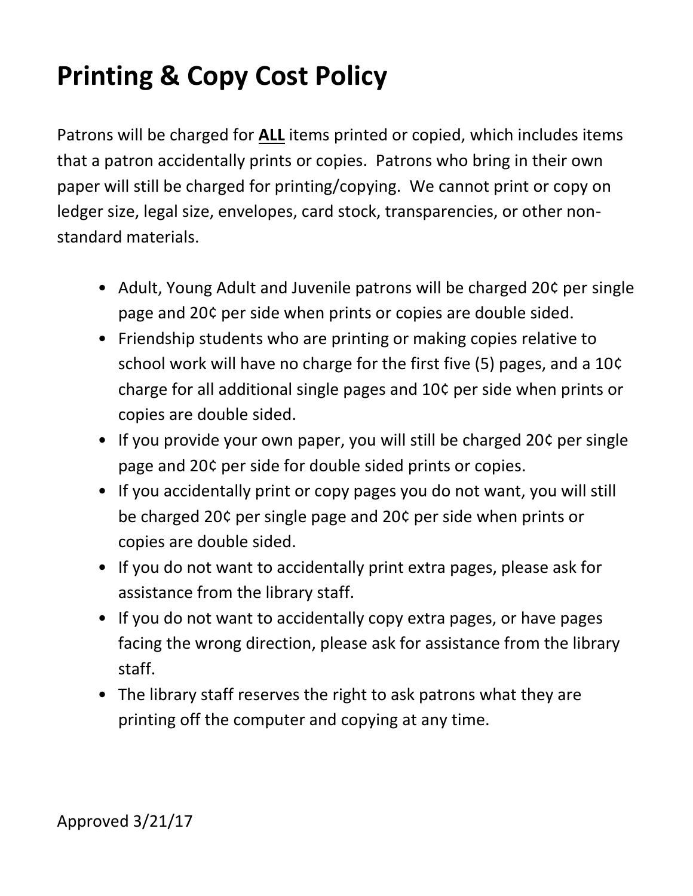# Printing & Copy Cost Policy

Patrons will be charged for **ALL** items printed or copied, which includes items that a patron accidentally prints or copies. Patrons who bring in their own paper will still be charged for printing/copying. We cannot print or copy on ledger size, legal size, envelopes, card stock, transparencies, or other non-standard materials.

- Adult, Young Adult and Juvenile patrons will be charged 20¢ per single page and 20¢ per side when prints or copies are double sided.
- Friendship students who are printing or making copies relative to school work will have no charge for the first five (5) pages, and a 10¢ charge for all additional single pages and 10¢ per side when prints or copies are double sided.
- If you provide your own paper, you will still be charged 20¢ per single page and 20¢ per side for double sided prints or copies.
- If you accidentally print or copy pages you do not want, you will still be charged 20¢ per single page and 20¢ per side when prints or copies are double sided.
- If you do not want to accidentally print extra pages, please ask for assistance from the library staff.
- If you do not want to accidentally copy extra pages, or have pages facing the wrong direction, please ask for assistance from the library staff.
- The library staff reserves the right to ask patrons what they are printing off the computer and copying at any time.

Approved 3/21/17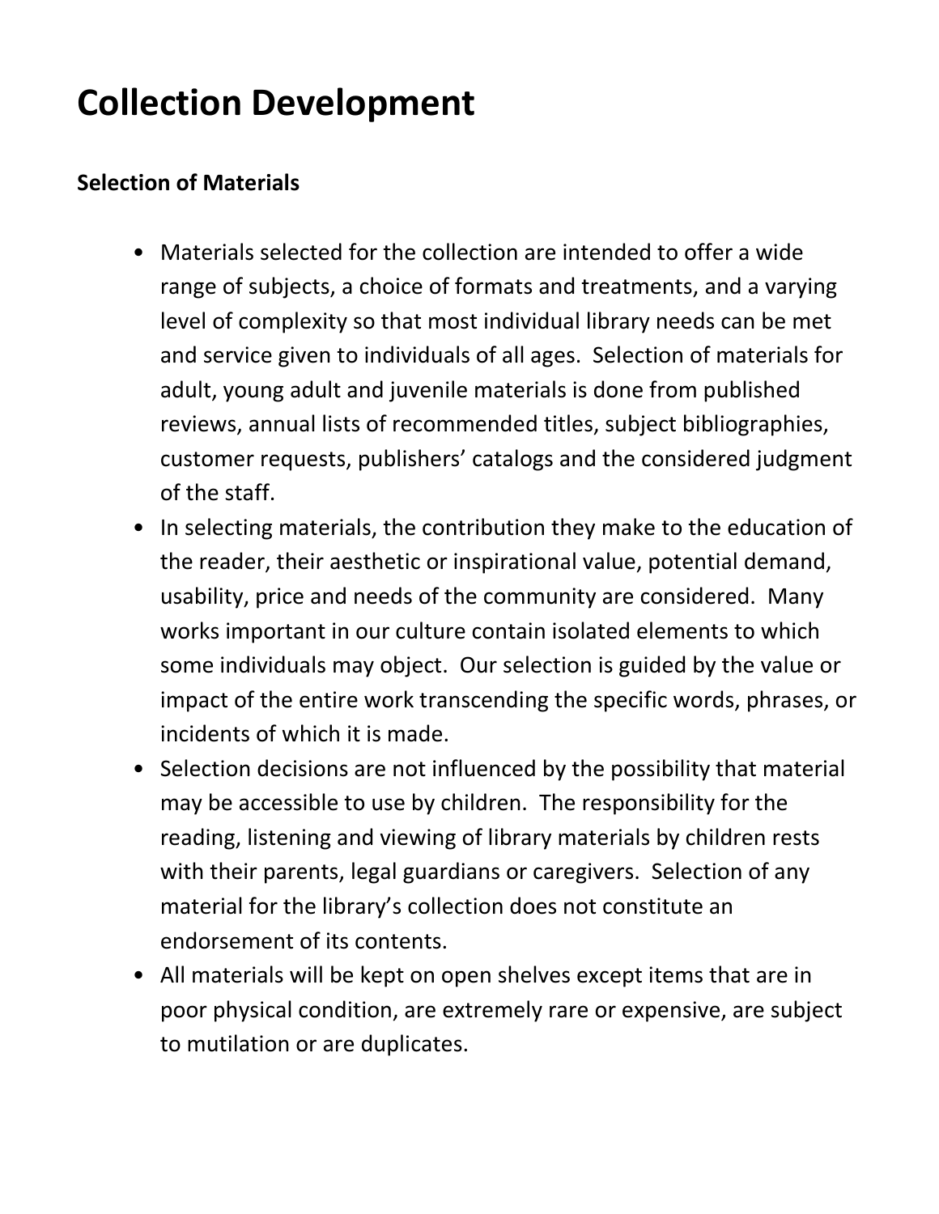# Collection Development

## Selection of Materials

- Materials selected for the collection are intended to offer a wide range of subjects, a choice of formats and treatments, and a varying level of complexity so that most individual library needs can be met and service given to individuals of all ages. Selection of materials for adult, young adult and juvenile materials is done from published reviews, annual lists of recommended titles, subject bibliographies, customer requests, publishers' catalogs and the considered judgment of the staff.
- In selecting materials, the contribution they make to the education of the reader, their aesthetic or inspirational value, potential demand, usability, price and needs of the community are considered. Many works important in our culture contain isolated elements to which some individuals may object. Our selection is guided by the value or impact of the entire work transcending the specific words, phrases, or incidents of which it is made.
- Selection decisions are not influenced by the possibility that material may be accessible to use by children. The responsibility for the reading, listening and viewing of library materials by children rests with their parents, legal guardians or caregivers. Selection of any material for the library's collection does not constitute an endorsement of its contents.
- All materials will be kept on open shelves except items that are in poor physical condition, are extremely rare or expensive, are subject to mutilation or are duplicates.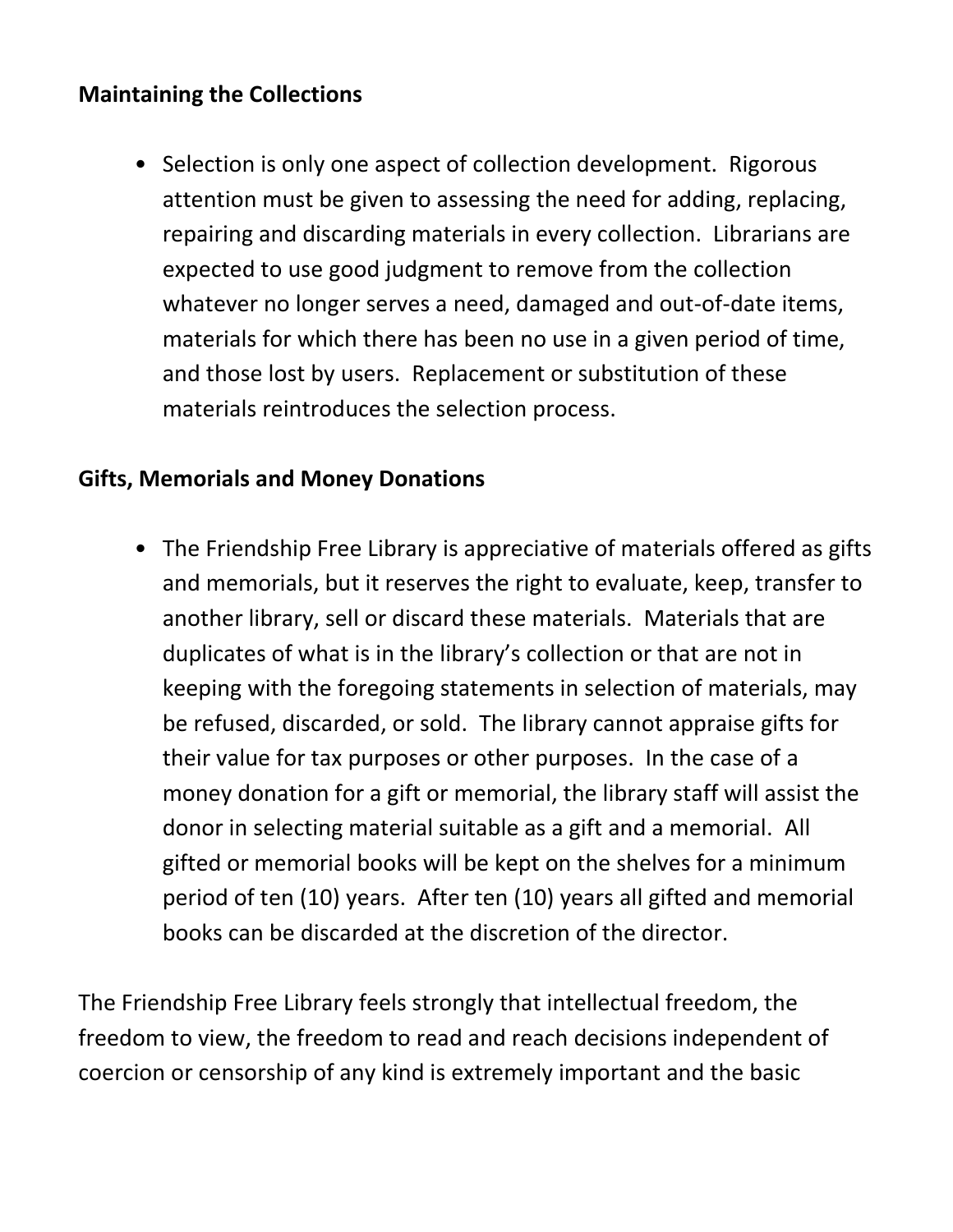## Maintaining the Collections

- Selection is only one aspect of collection development. Rigorous attention must be given to assessing the need for adding, replacing, repairing and discarding materials in every collection. Librarians are expected to use good judgment to remove from the collection whatever no longer serves a need, damaged and out-of-date items, materials for which there has been no use in a given period of time, and those lost by users. Replacement or substitution of these materials reintroduces the selection process.

## Gifts, Memorials and Money Donations

- The Friendship Free Library is appreciative of materials offered as gifts and memorials, but it reserves the right to evaluate, keep, transfer to another library, sell or discard these materials. Materials that are duplicates of what is in the library's collection or that are not in keeping with the foregoing statements in selection of materials, may be refused, discarded, or sold. The library cannot appraise gifts for their value for tax purposes or other purposes. In the case of a money donation for a gift or memorial, the library staff will assist the donor in selecting material suitable as a gift and a memorial. All gifted or memorial books will be kept on the shelves for a minimum period of ten (10) years. After ten (10) years all gifted and memorial books can be discarded at the discretion of the director.

The Friendship Free Library feels strongly that intellectual freedom, the freedom to view, the freedom to read and reach decisions independent of coercion or censorship of any kind is extremely important and the basic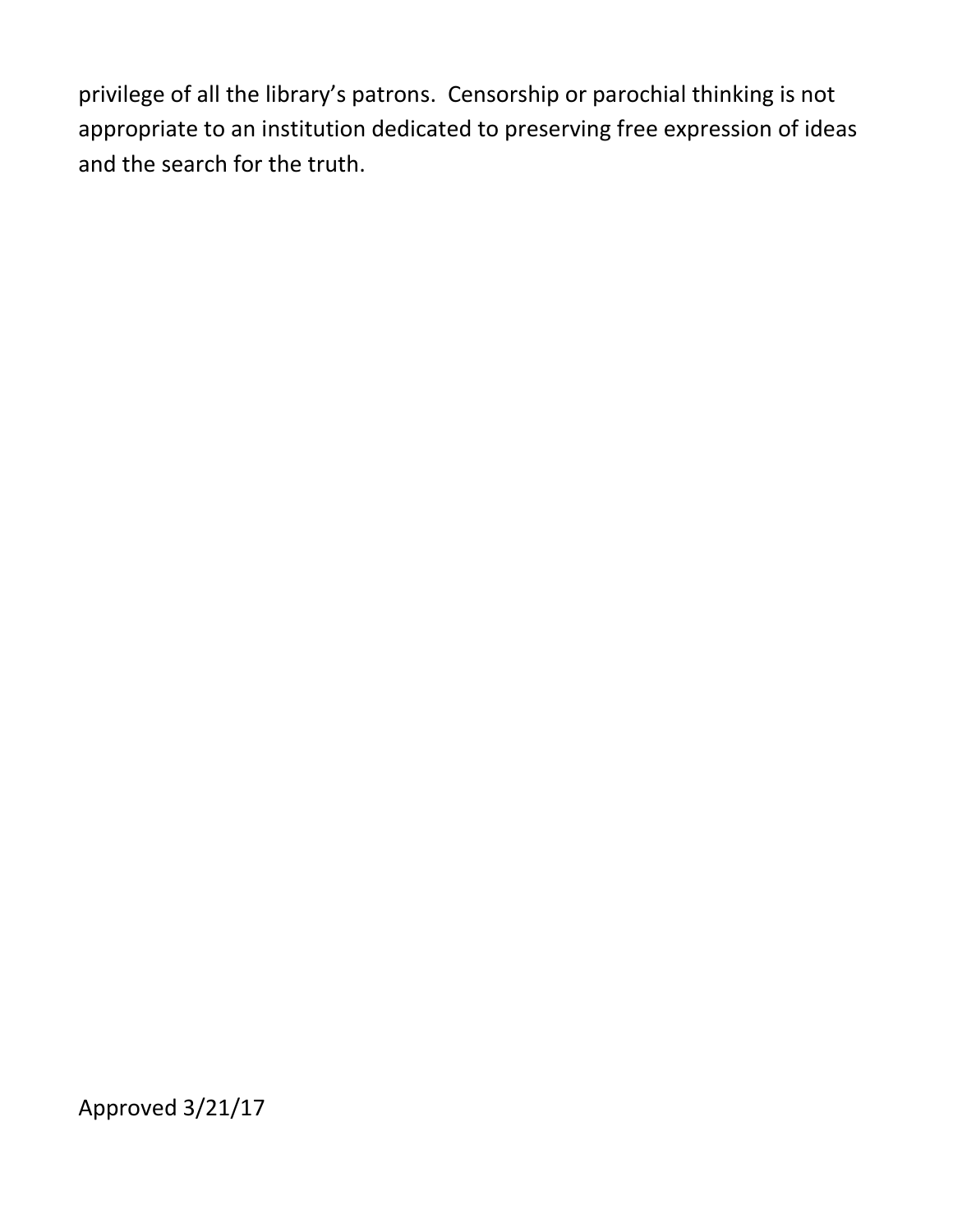privilege of all the library's patrons. Censorship or parochial thinking is not appropriate to an institution dedicated to preserving free expression of ideas and the search for the truth.

Approved 3/21/17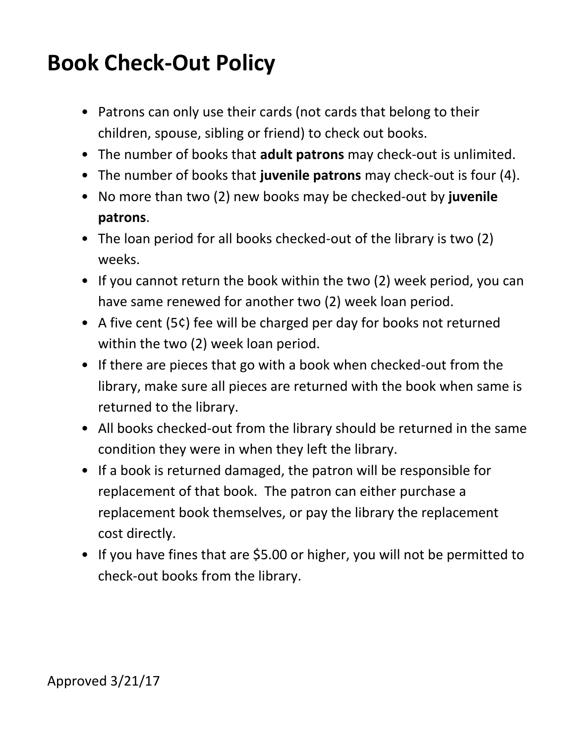# Book Check-Out Policy

- Patrons can only use their cards (not cards that belong to their children, spouse, sibling or friend) to check out books.
- The number of books that **adult patrons** may check-out is unlimited.
- The number of books that **juvenile patrons** may check-out is four (4).
- No more than two (2) new books may be checked-out by **juvenile patrons**.
- The loan period for all books checked-out of the library is two (2) weeks.
- If you cannot return the book within the two (2) week period, you can have same renewed for another two (2) week loan period.
- A five cent (5¢) fee will be charged per day for books not returned within the two (2) week loan period.
- If there are pieces that go with a book when checked-out from the library, make sure all pieces are returned with the book when same is returned to the library.
- All books checked-out from the library should be returned in the same condition they were in when they left the library.
- If a book is returned damaged, the patron will be responsible for replacement of that book. The patron can either purchase a replacement book themselves, or pay the library the replacement cost directly.
- If you have fines that are $5.00 or higher, you will not be permitted to check-out books from the library.

Approved 3/21/17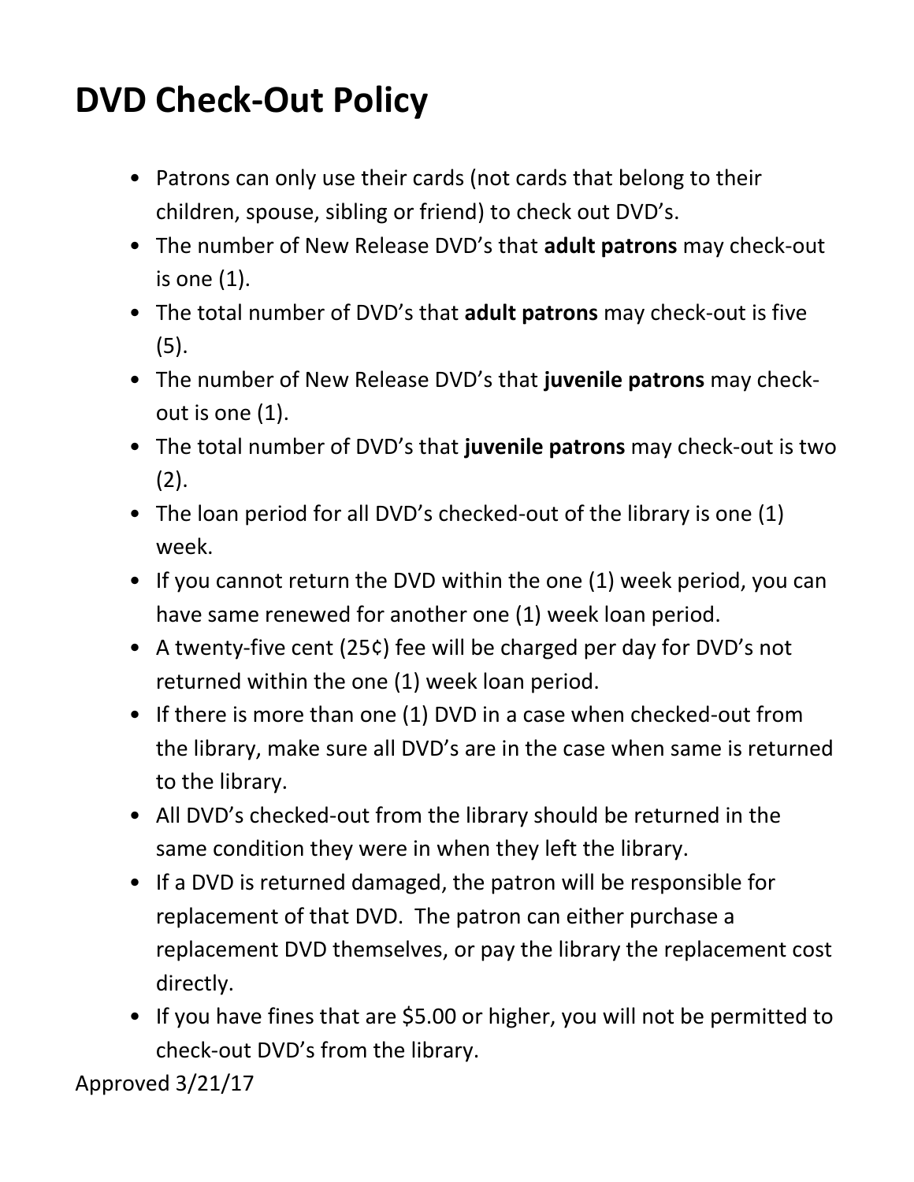# DVD Check-Out Policy

- Patrons can only use their cards (not cards that belong to their children, spouse, sibling or friend) to check out DVD's.
- The number of New Release DVD's that **adult patrons** may check-out is one (1).
- The total number of DVD's that **adult patrons** may check-out is five (5).
- The number of New Release DVD's that **juvenile patrons** may check-out is one (1).
- The total number of DVD's that **juvenile patrons** may check-out is two (2).
- The loan period for all DVD's checked-out of the library is one (1) week.
- If you cannot return the DVD within the one (1) week period, you can have same renewed for another one (1) week loan period.
- A twenty-five cent (25¢) fee will be charged per day for DVD's not returned within the one (1) week loan period.
- If there is more than one (1) DVD in a case when checked-out from the library, make sure all DVD's are in the case when same is returned to the library.
- All DVD's checked-out from the library should be returned in the same condition they were in when they left the library.
- If a DVD is returned damaged, the patron will be responsible for replacement of that DVD. The patron can either purchase a replacement DVD themselves, or pay the library the replacement cost directly.
- If you have fines that are $5.00 or higher, you will not be permitted to check-out DVD's from the library.

Approved 3/21/17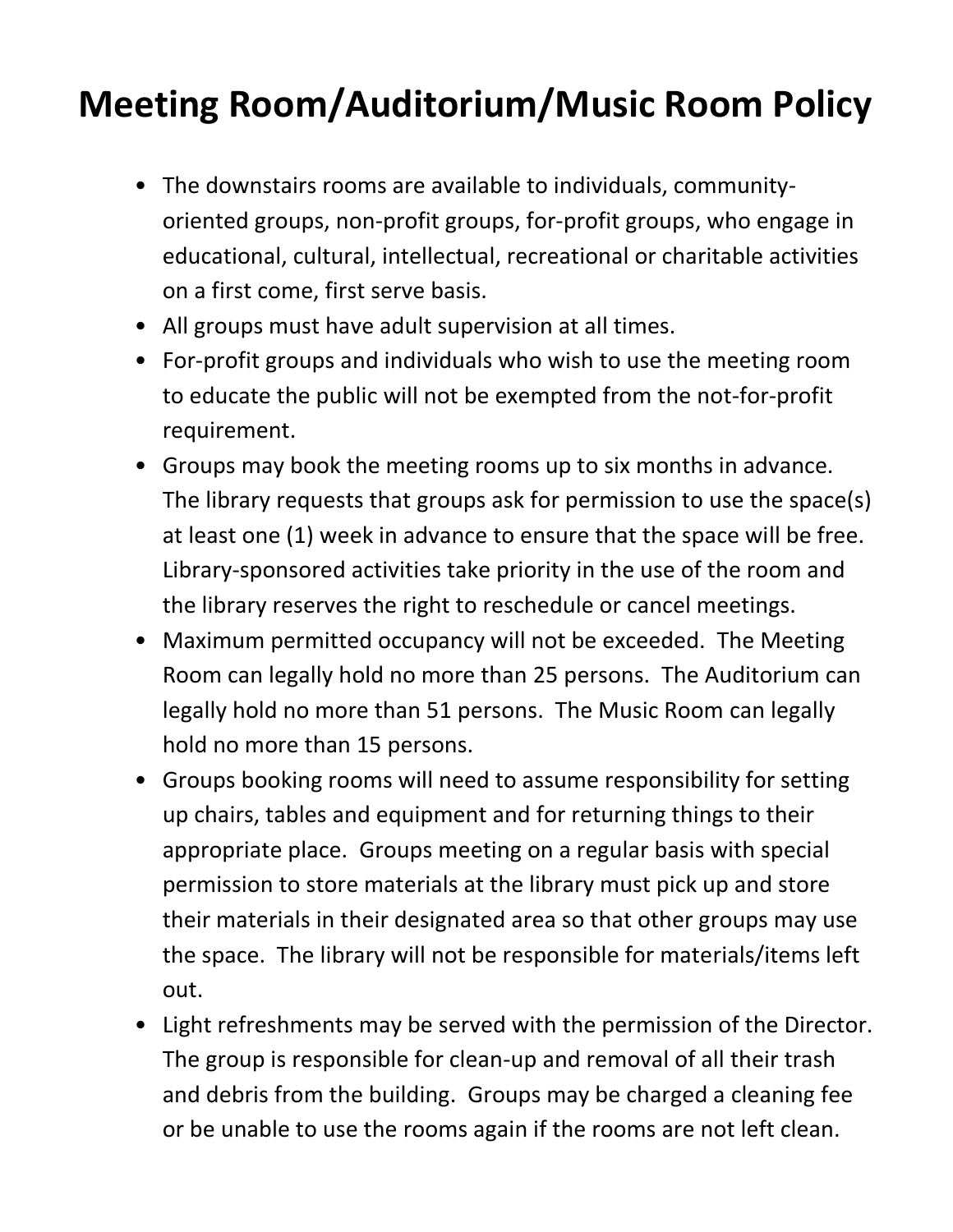# Meeting Room/Auditorium/Music Room Policy

- The downstairs rooms are available to individuals, community-oriented groups, non-profit groups, for-profit groups, who engage in educational, cultural, intellectual, recreational or charitable activities on a first come, first serve basis.
- All groups must have adult supervision at all times.
- For-profit groups and individuals who wish to use the meeting room to educate the public will not be exempted from the not-for-profit requirement.
- Groups may book the meeting rooms up to six months in advance. The library requests that groups ask for permission to use the space(s) at least one (1) week in advance to ensure that the space will be free. Library-sponsored activities take priority in the use of the room and the library reserves the right to reschedule or cancel meetings.
- Maximum permitted occupancy will not be exceeded. The Meeting Room can legally hold no more than 25 persons. The Auditorium can legally hold no more than 51 persons. The Music Room can legally hold no more than 15 persons.
- Groups booking rooms will need to assume responsibility for setting up chairs, tables and equipment and for returning things to their appropriate place. Groups meeting on a regular basis with special permission to store materials at the library must pick up and store their materials in their designated area so that other groups may use the space. The library will not be responsible for materials/items left out.
- Light refreshments may be served with the permission of the Director. The group is responsible for clean-up and removal of all their trash and debris from the building. Groups may be charged a cleaning fee or be unable to use the rooms again if the rooms are not left clean.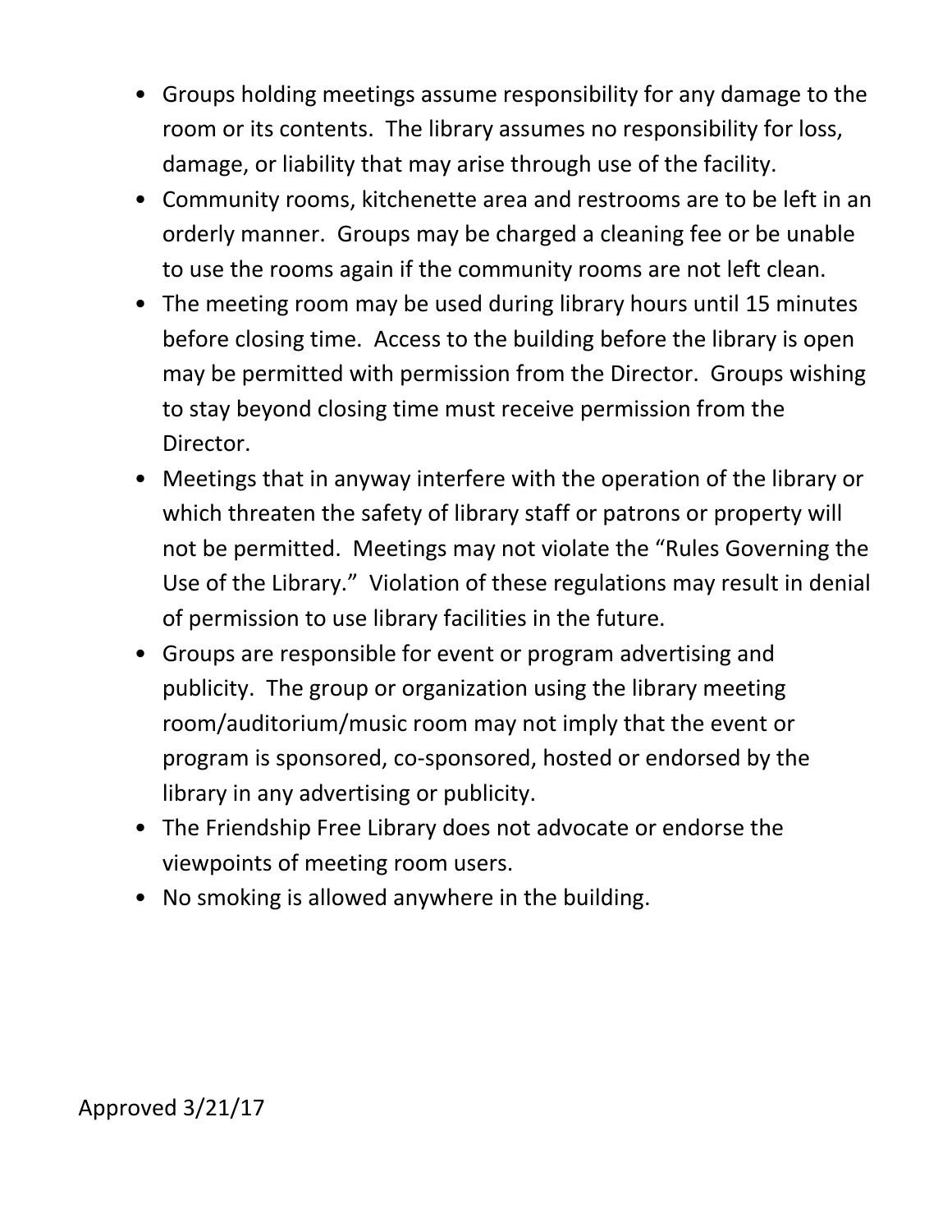- Groups holding meetings assume responsibility for any damage to the room or its contents. The library assumes no responsibility for loss, damage, or liability that may arise through use of the facility.
- Community rooms, kitchenette area and restrooms are to be left in an orderly manner. Groups may be charged a cleaning fee or be unable to use the rooms again if the community rooms are not left clean.
- The meeting room may be used during library hours until 15 minutes before closing time. Access to the building before the library is open may be permitted with permission from the Director. Groups wishing to stay beyond closing time must receive permission from the Director.
- Meetings that in anyway interfere with the operation of the library or which threaten the safety of library staff or patrons or property will not be permitted. Meetings may not violate the "Rules Governing the Use of the Library." Violation of these regulations may result in denial of permission to use library facilities in the future.
- Groups are responsible for event or program advertising and publicity. The group or organization using the library meeting room/auditorium/music room may not imply that the event or program is sponsored, co-sponsored, hosted or endorsed by the library in any advertising or publicity.
- The Friendship Free Library does not advocate or endorse the viewpoints of meeting room users.
- No smoking is allowed anywhere in the building.

Approved 3/21/17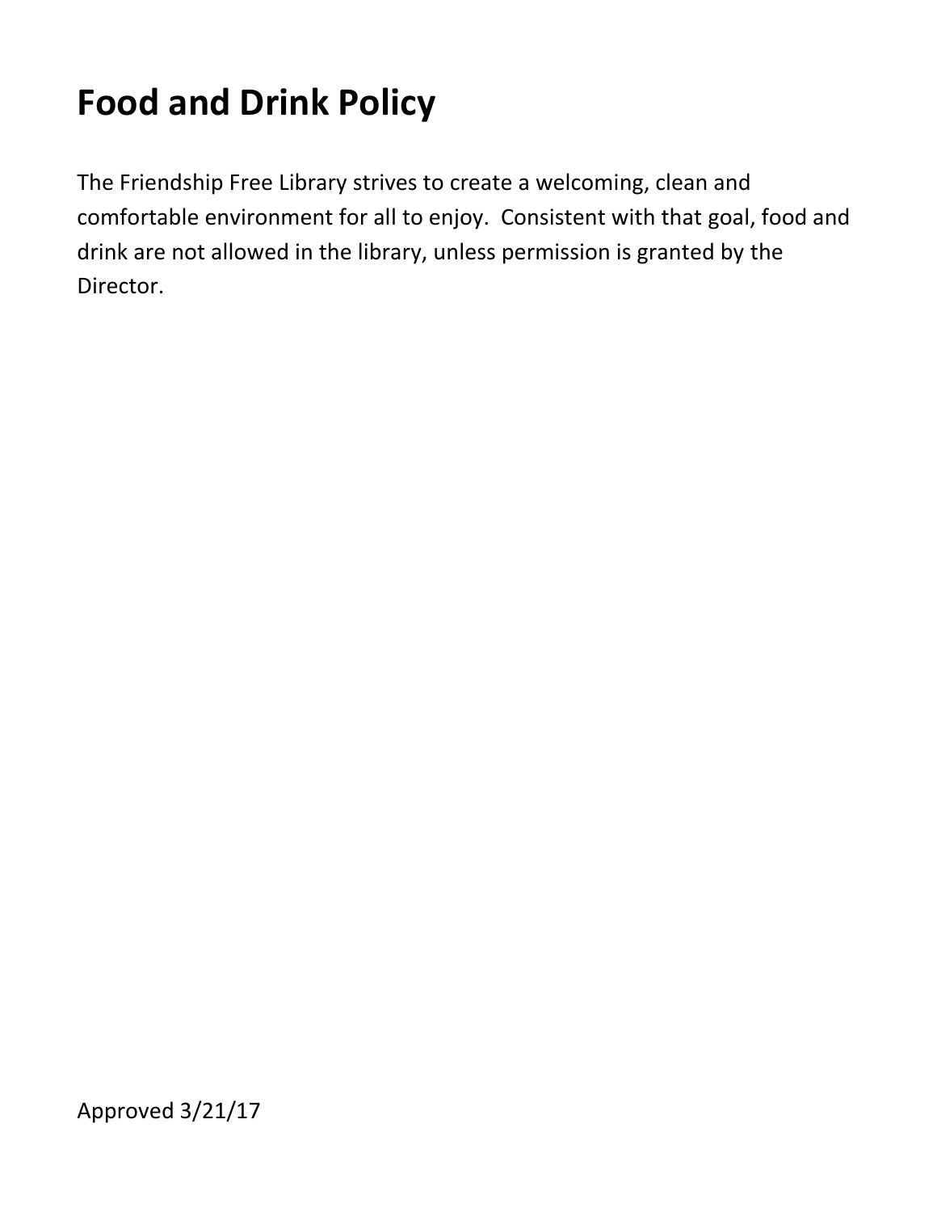# Food and Drink Policy

The Friendship Free Library strives to create a welcoming, clean and comfortable environment for all to enjoy. Consistent with that goal, food and drink are not allowed in the library, unless permission is granted by the Director.

Approved 3/21/17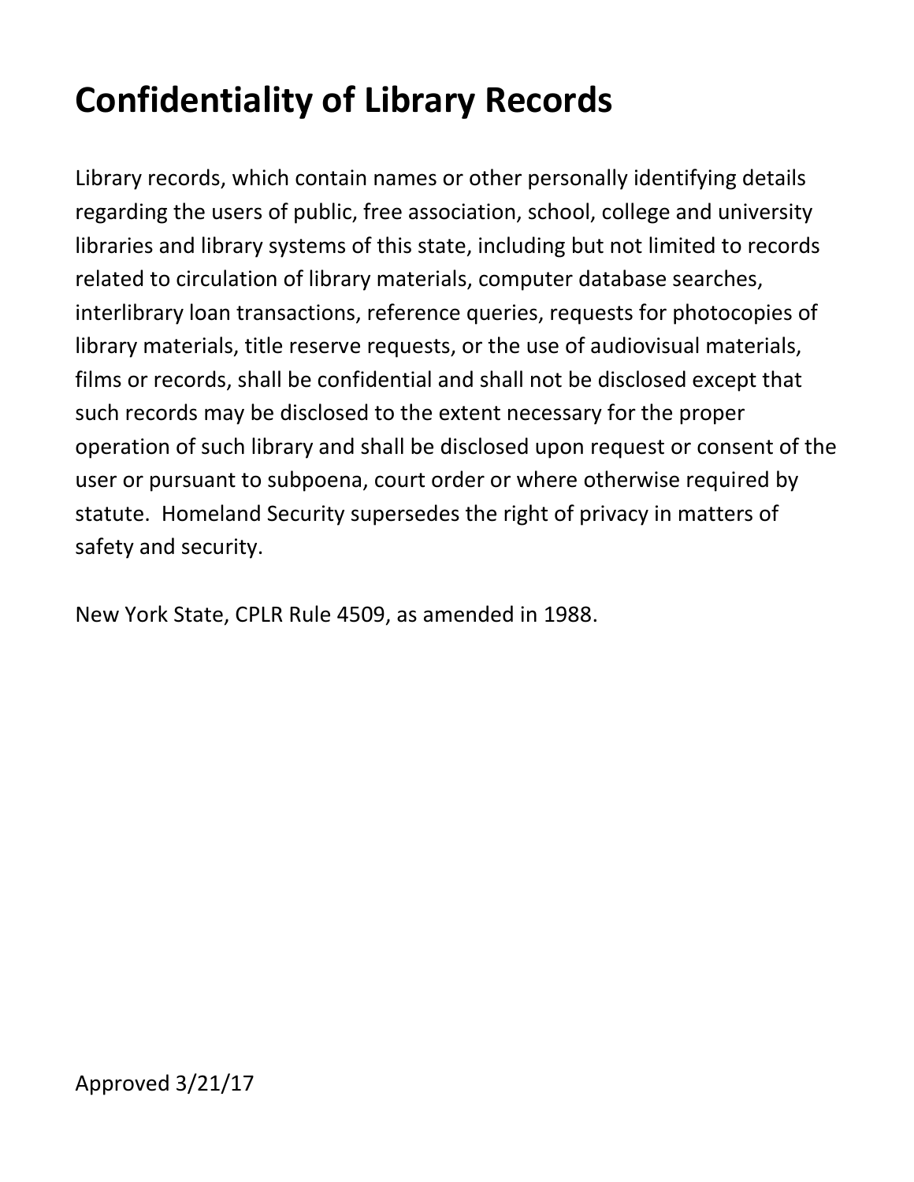# Confidentiality of Library Records

Library records, which contain names or other personally identifying details regarding the users of public, free association, school, college and university libraries and library systems of this state, including but not limited to records related to circulation of library materials, computer database searches, interlibrary loan transactions, reference queries, requests for photocopies of library materials, title reserve requests, or the use of audiovisual materials, films or records, shall be confidential and shall not be disclosed except that such records may be disclosed to the extent necessary for the proper operation of such library and shall be disclosed upon request or consent of the user or pursuant to subpoena, court order or where otherwise required by statute. Homeland Security supersedes the right of privacy in matters of safety and security.

New York State, CPLR Rule 4509, as amended in 1988.

Approved 3/21/17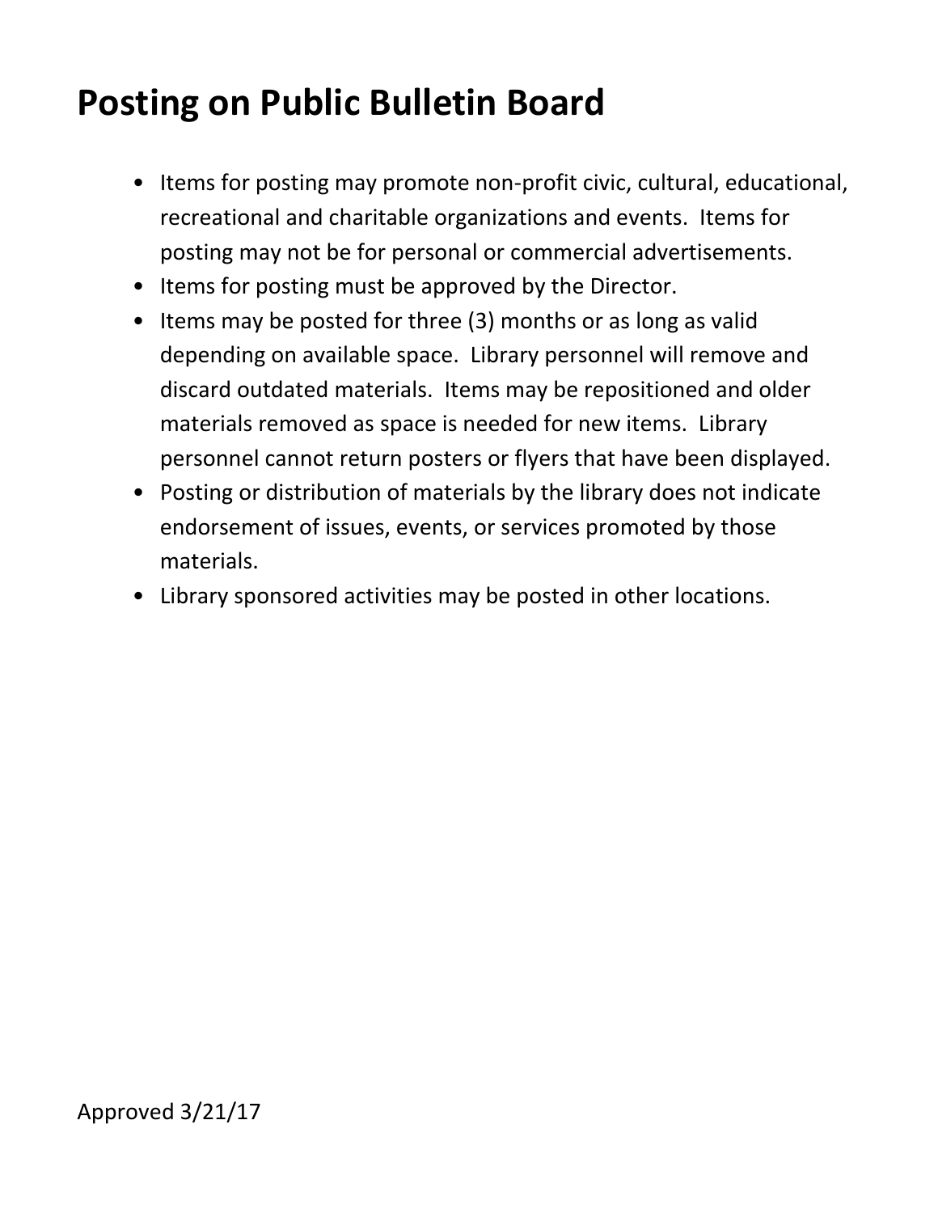# Posting on Public Bulletin Board

- Items for posting may promote non-profit civic, cultural, educational, recreational and charitable organizations and events. Items for posting may not be for personal or commercial advertisements.
- Items for posting must be approved by the Director.
- Items may be posted for three (3) months or as long as valid depending on available space. Library personnel will remove and discard outdated materials. Items may be repositioned and older materials removed as space is needed for new items. Library personnel cannot return posters or flyers that have been displayed.
- Posting or distribution of materials by the library does not indicate endorsement of issues, events, or services promoted by those materials.
- Library sponsored activities may be posted in other locations.

Approved 3/21/17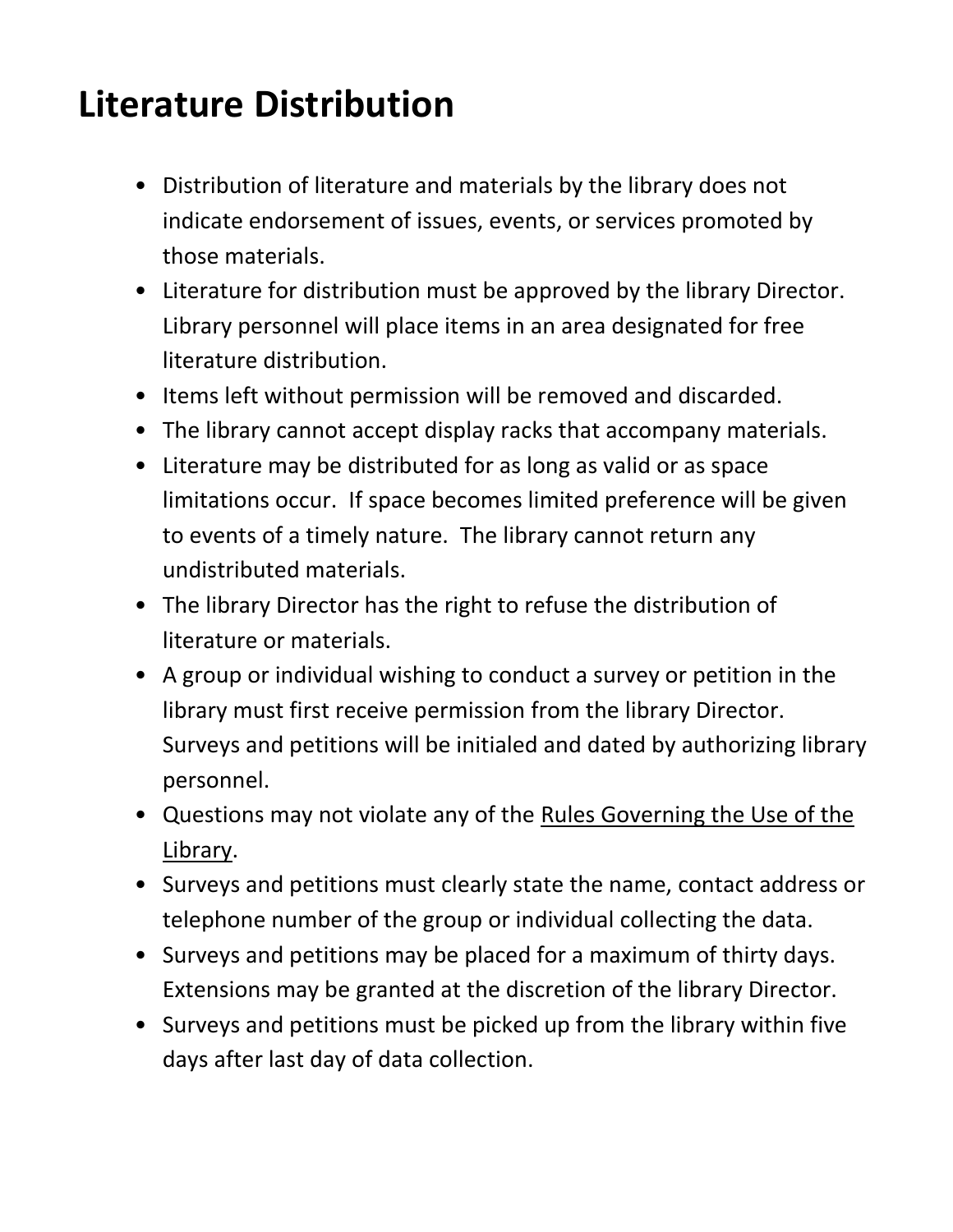# Literature Distribution

- Distribution of literature and materials by the library does not indicate endorsement of issues, events, or services promoted by those materials.
- Literature for distribution must be approved by the library Director. Library personnel will place items in an area designated for free literature distribution.
- Items left without permission will be removed and discarded.
- The library cannot accept display racks that accompany materials.
- Literature may be distributed for as long as valid or as space limitations occur. If space becomes limited preference will be given to events of a timely nature. The library cannot return any undistributed materials.
- The library Director has the right to refuse the distribution of literature or materials.
- A group or individual wishing to conduct a survey or petition in the library must first receive permission from the library Director. Surveys and petitions will be initialed and dated by authorizing library personnel.
- Questions may not violate any of the Rules Governing the Use of the Library.
- Surveys and petitions must clearly state the name, contact address or telephone number of the group or individual collecting the data.
- Surveys and petitions may be placed for a maximum of thirty days. Extensions may be granted at the discretion of the library Director.
- Surveys and petitions must be picked up from the library within five days after last day of data collection.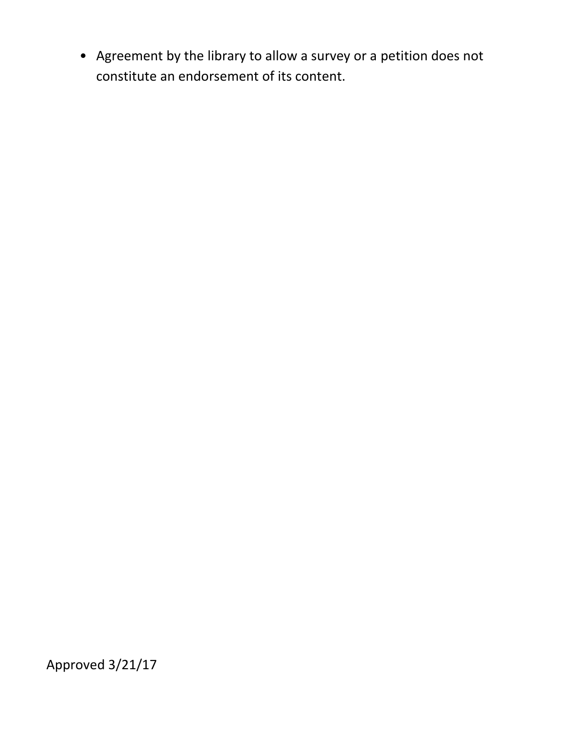- Agreement by the library to allow a survey or a petition does not constitute an endorsement of its content.

Approved 3/21/17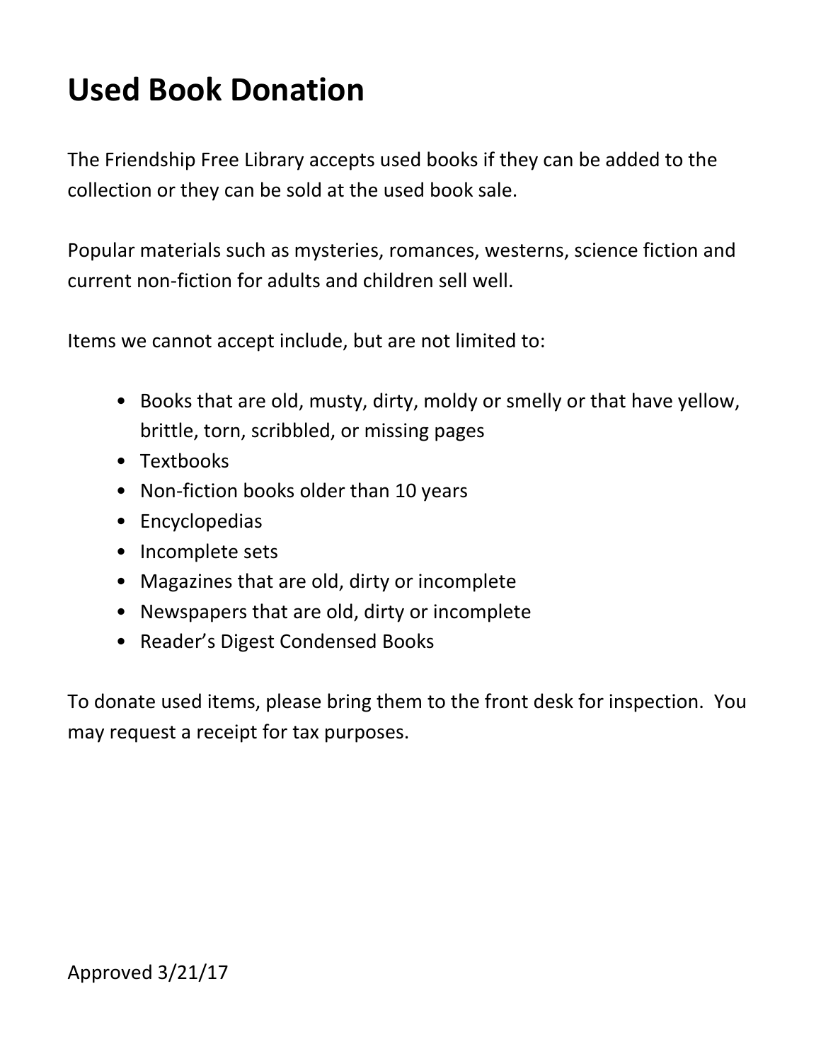# Used Book Donation

The Friendship Free Library accepts used books if they can be added to the collection or they can be sold at the used book sale.

Popular materials such as mysteries, romances, westerns, science fiction and current non-fiction for adults and children sell well.

Items we cannot accept include, but are not limited to:

- Books that are old, musty, dirty, moldy or smelly or that have yellow, brittle, torn, scribbled, or missing pages
- Textbooks
- Non-fiction books older than 10 years
- Encyclopedias
- Incomplete sets
- Magazines that are old, dirty or incomplete
- Newspapers that are old, dirty or incomplete
- Reader's Digest Condensed Books

To donate used items, please bring them to the front desk for inspection. You may request a receipt for tax purposes.

Approved 3/21/17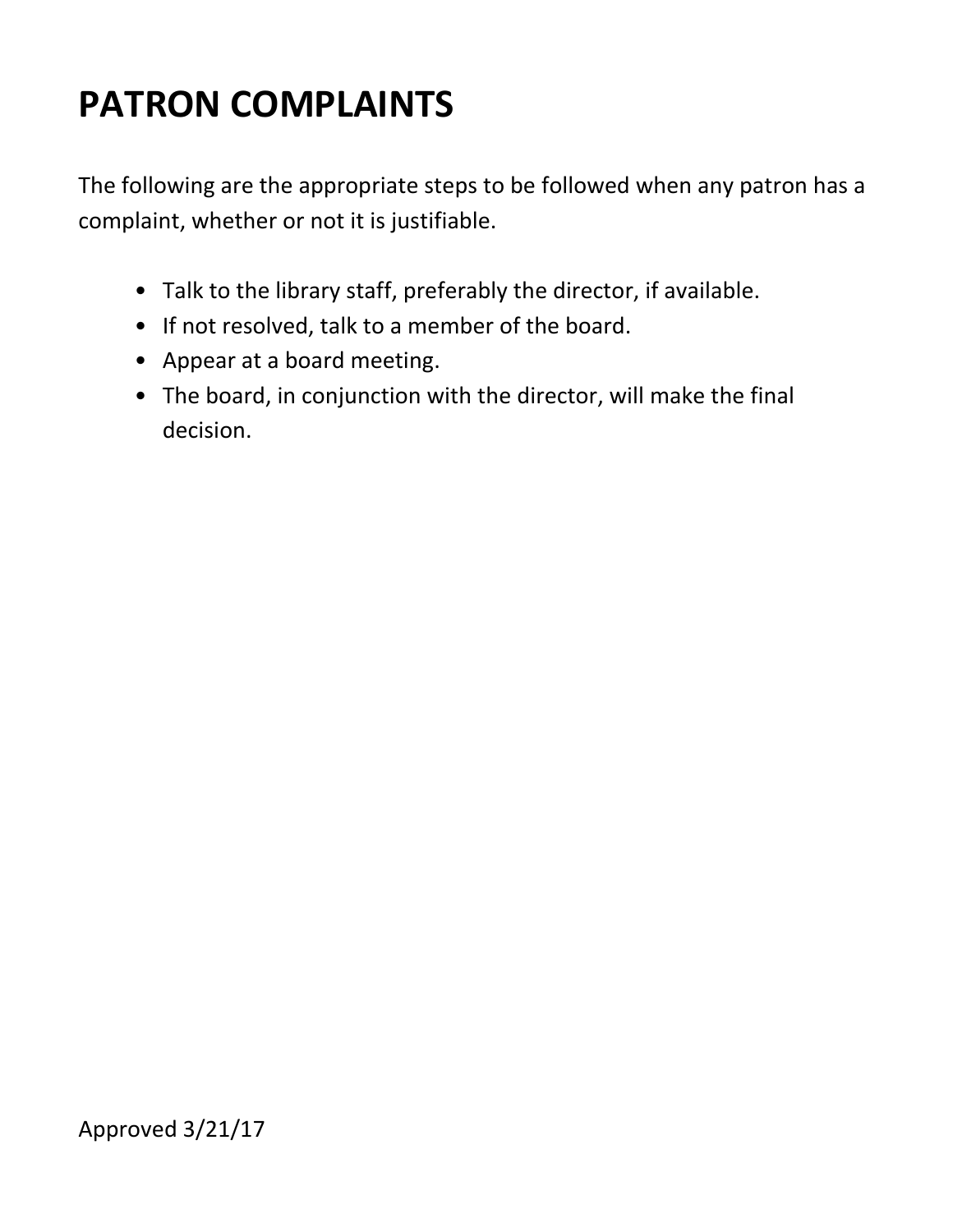# PATRON COMPLAINTS

The following are the appropriate steps to be followed when any patron has a complaint, whether or not it is justifiable.

- Talk to the library staff, preferably the director, if available.
- If not resolved, talk to a member of the board.
- Appear at a board meeting.
- The board, in conjunction with the director, will make the final decision.

Approved 3/21/17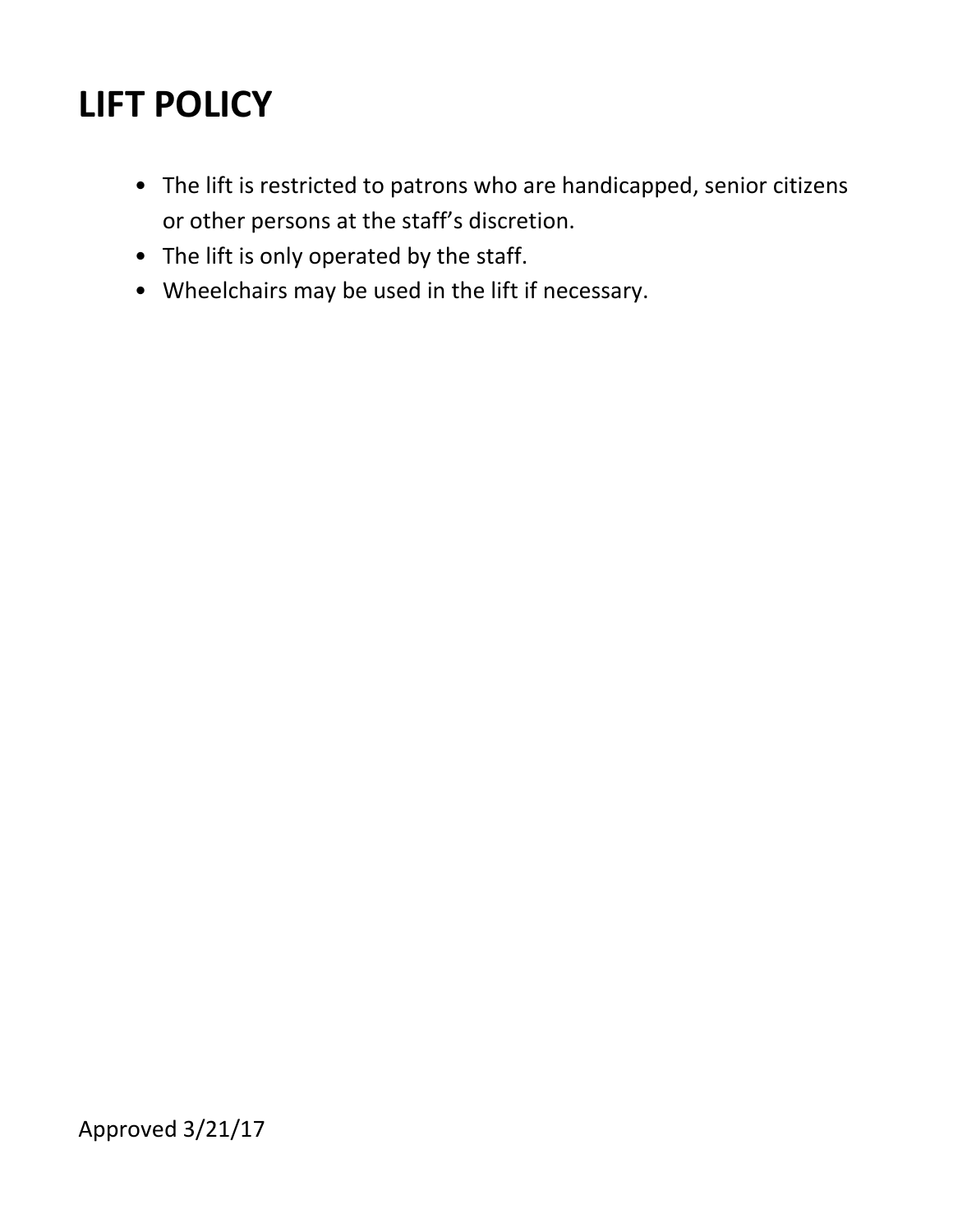# LIFT POLICY

- The lift is restricted to patrons who are handicapped, senior citizens or other persons at the staff's discretion.
- The lift is only operated by the staff.
- Wheelchairs may be used in the lift if necessary.

Approved 3/21/17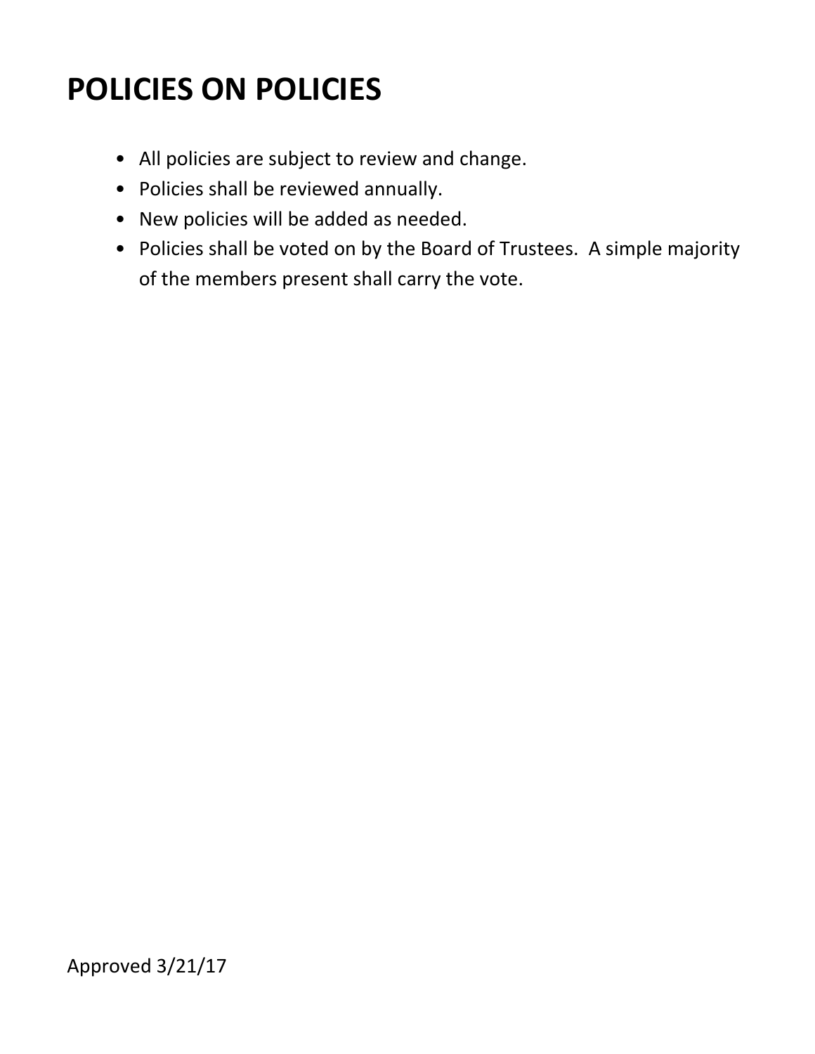# POLICIES ON POLICIES

- All policies are subject to review and change.
- Policies shall be reviewed annually.
- New policies will be added as needed.
- Policies shall be voted on by the Board of Trustees. A simple majority of the members present shall carry the vote.

Approved 3/21/17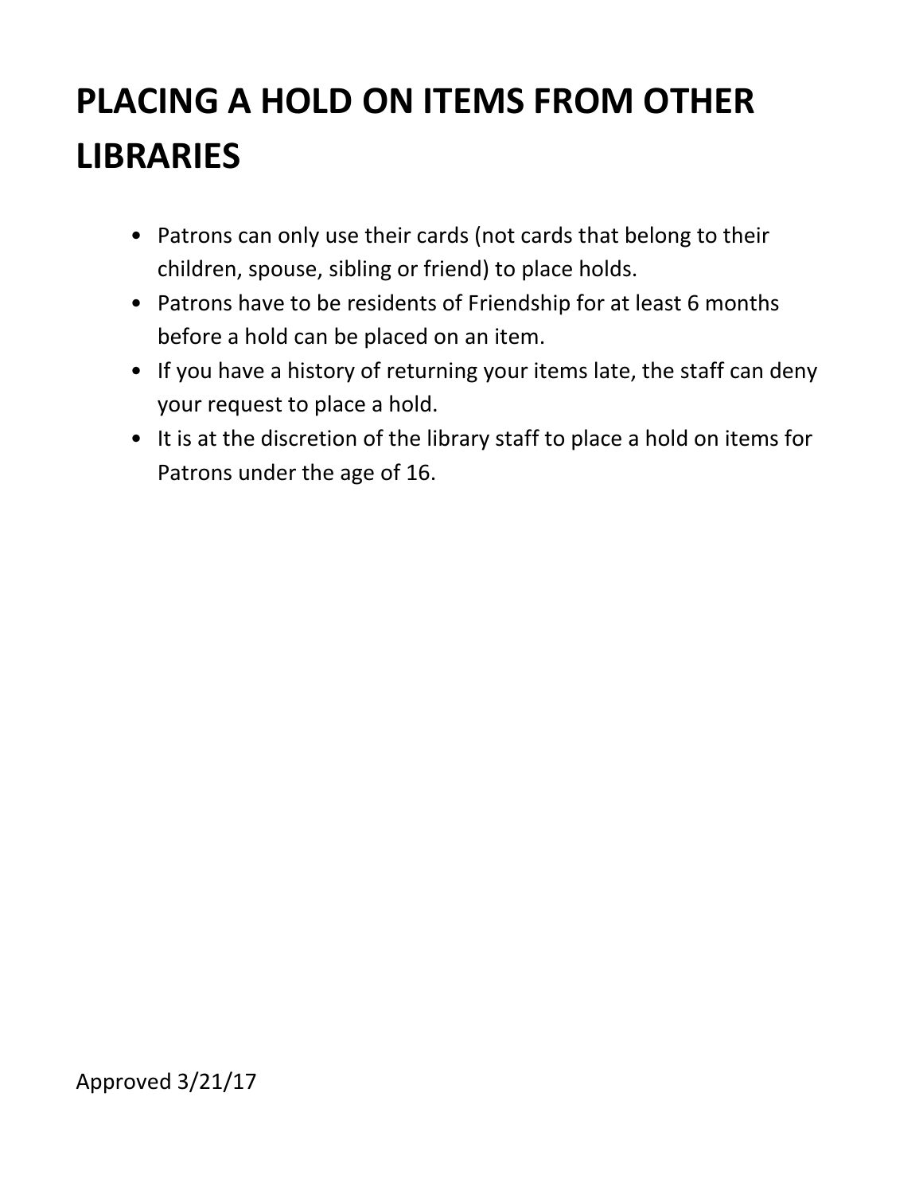# PLACING A HOLD ON ITEMS FROM OTHER LIBRARIES

- Patrons can only use their cards (not cards that belong to their children, spouse, sibling or friend) to place holds.
- Patrons have to be residents of Friendship for at least 6 months before a hold can be placed on an item.
- If you have a history of returning your items late, the staff can deny your request to place a hold.
- It is at the discretion of the library staff to place a hold on items for Patrons under the age of 16.

Approved 3/21/17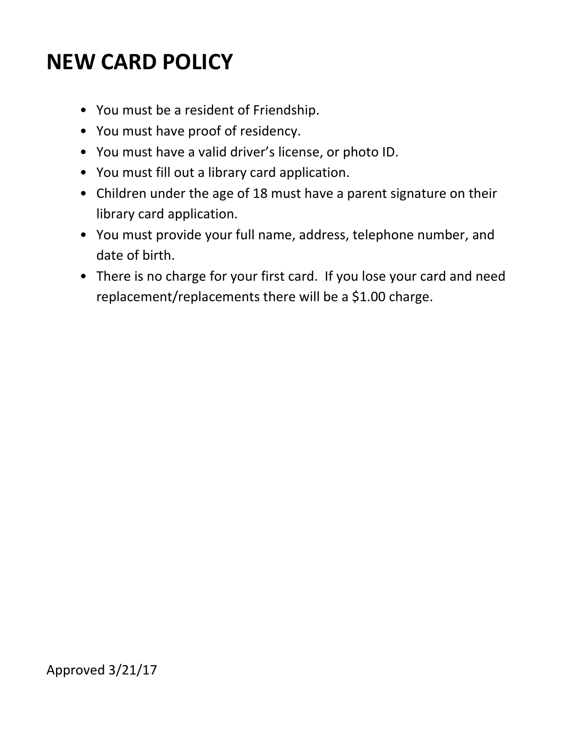# NEW CARD POLICY

- You must be a resident of Friendship.
- You must have proof of residency.
- You must have a valid driver's license, or photo ID.
- You must fill out a library card application.
- Children under the age of 18 must have a parent signature on their library card application.
- You must provide your full name, address, telephone number, and date of birth.
- There is no charge for your first card. If you lose your card and need replacement/replacements there will be a $1.00 charge.

Approved 3/21/17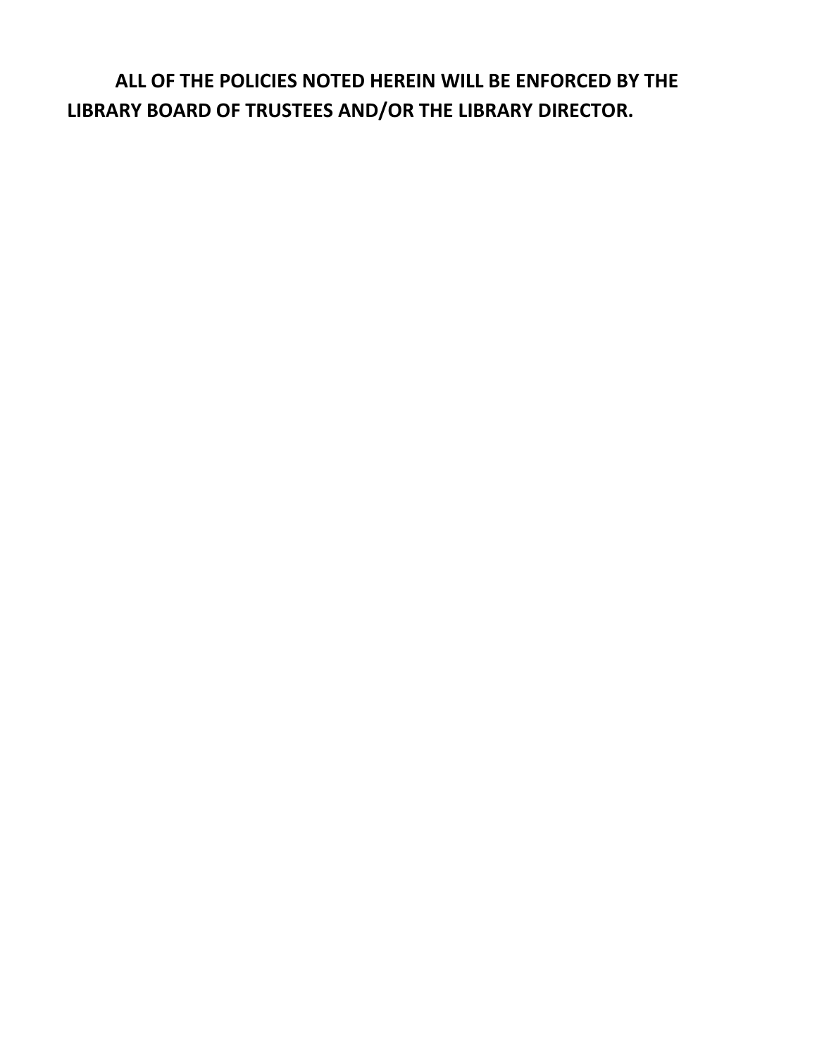**ALL OF THE POLICIES NOTED HEREIN WILL BE ENFORCED BY THE LIBRARY BOARD OF TRUSTEES AND/OR THE LIBRARY DIRECTOR.**